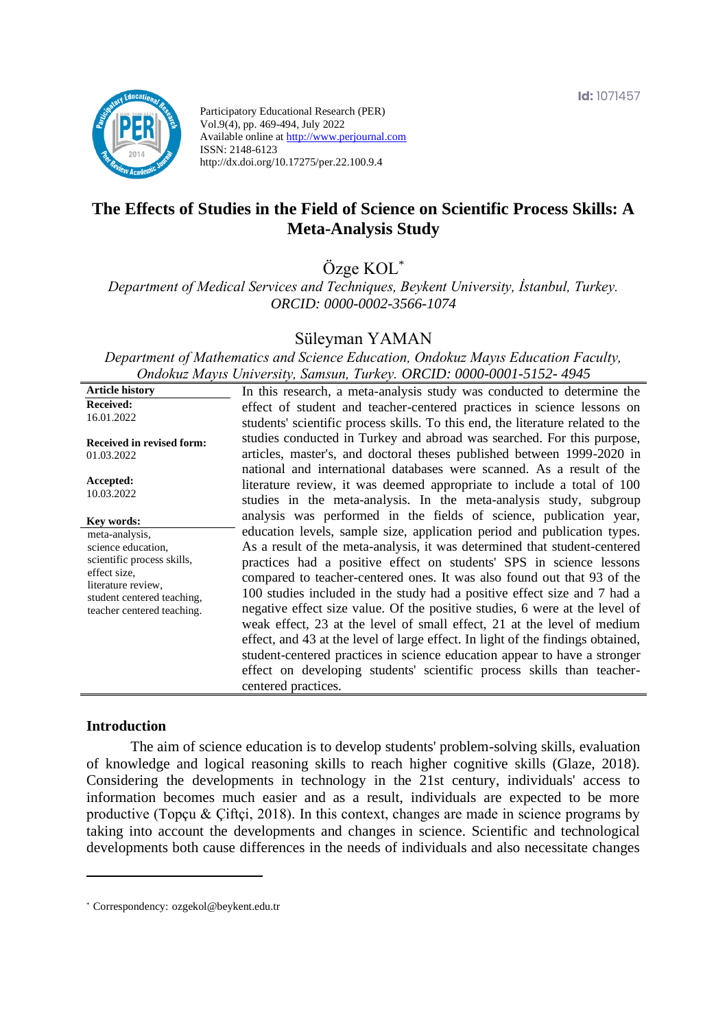Id: 1071457

Participatory Educational Research (PER)
Vol.9(4), pp. 469-494, July 2022
Available online at http://www.perjournal.com
ISSN: 2148-6123
http://dx.doi.org/10.17275/per.22.100.9.4

# The Effects of Studies in the Field of Science on Scientific Process Skills: A Meta-Analysis Study

Özge KOL*

*Department of Medical Services and Techniques, Beykent University, İstanbul, Turkey. ORCID: 0000-0002-3566-1074*

Süleyman YAMAN

*Department of Mathematics and Science Education, Ondokuz Mayıs Education Faculty, Ondokuz Mayıs University, Samsun, Turkey. ORCID: 0000-0001-5152- 4945*

**Article history**

**Received:**
16.01.2022

**Received in revised form:**
01.03.2022

**Accepted:**
10.03.2022

**Key words:**
meta-analysis,
science education,
scientific process skills,
effect size,
literature review,
student centered teaching,
teacher centered teaching.

In this research, a meta-analysis study was conducted to determine the effect of student and teacher-centered practices in science lessons on students' scientific process skills. To this end, the literature related to the studies conducted in Turkey and abroad was searched. For this purpose, articles, master's, and doctoral theses published between 1999-2020 in national and international databases were scanned. As a result of the literature review, it was deemed appropriate to include a total of 100 studies in the meta-analysis. In the meta-analysis study, subgroup analysis was performed in the fields of science, publication year, education levels, sample size, application period and publication types. As a result of the meta-analysis, it was determined that student-centered practices had a positive effect on students' SPS in science lessons compared to teacher-centered ones. It was also found out that 93 of the 100 studies included in the study had a positive effect size and 7 had a negative effect size value. Of the positive studies, 6 were at the level of weak effect, 23 at the level of small effect, 21 at the level of medium effect, and 43 at the level of large effect. In light of the findings obtained, student-centered practices in science education appear to have a stronger effect on developing students' scientific process skills than teacher-centered practices.

## Introduction

The aim of science education is to develop students' problem-solving skills, evaluation of knowledge and logical reasoning skills to reach higher cognitive skills (Glaze, 2018). Considering the developments in technology in the 21st century, individuals' access to information becomes much easier and as a result, individuals are expected to be more productive (Topçu & Çiftçi, 2018). In this context, changes are made in science programs by taking into account the developments and changes in science. Scientific and technological developments both cause differences in the needs of individuals and also necessitate changes

---

* Correspondency: ozgekol@beykent.edu.tr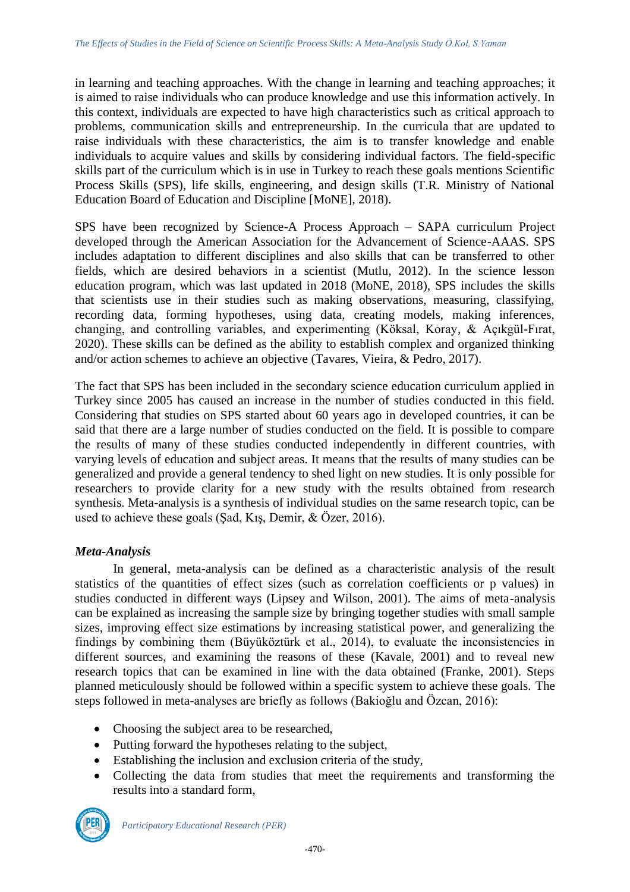in learning and teaching approaches. With the change in learning and teaching approaches; it is aimed to raise individuals who can produce knowledge and use this information actively. In this context, individuals are expected to have high characteristics such as critical approach to problems, communication skills and entrepreneurship. In the curricula that are updated to raise individuals with these characteristics, the aim is to transfer knowledge and enable individuals to acquire values and skills by considering individual factors. The field-specific skills part of the curriculum which is in use in Turkey to reach these goals mentions Scientific Process Skills (SPS), life skills, engineering, and design skills (T.R. Ministry of National Education Board of Education and Discipline [MoNE], 2018).

SPS have been recognized by Science-A Process Approach – SAPA curriculum Project developed through the American Association for the Advancement of Science-AAAS. SPS includes adaptation to different disciplines and also skills that can be transferred to other fields, which are desired behaviors in a scientist (Mutlu, 2012). In the science lesson education program, which was last updated in 2018 (MoNE, 2018), SPS includes the skills that scientists use in their studies such as making observations, measuring, classifying, recording data, forming hypotheses, using data, creating models, making inferences, changing, and controlling variables, and experimenting (Köksal, Koray, & Açıkgül-Fırat, 2020). These skills can be defined as the ability to establish complex and organized thinking and/or action schemes to achieve an objective (Tavares, Vieira, & Pedro, 2017).

The fact that SPS has been included in the secondary science education curriculum applied in Turkey since 2005 has caused an increase in the number of studies conducted in this field. Considering that studies on SPS started about 60 years ago in developed countries, it can be said that there are a large number of studies conducted on the field. It is possible to compare the results of many of these studies conducted independently in different countries, with varying levels of education and subject areas. It means that the results of many studies can be generalized and provide a general tendency to shed light on new studies. It is only possible for researchers to provide clarity for a new study with the results obtained from research synthesis. Meta-analysis is a synthesis of individual studies on the same research topic, can be used to achieve these goals (Şad, Kış, Demir, & Özer, 2016).

### *Meta-Analysis*

In general, meta-analysis can be defined as a characteristic analysis of the result statistics of the quantities of effect sizes (such as correlation coefficients or p values) in studies conducted in different ways (Lipsey and Wilson, 2001). The aims of meta-analysis can be explained as increasing the sample size by bringing together studies with small sample sizes, improving effect size estimations by increasing statistical power, and generalizing the findings by combining them (Büyüköztürk et al., 2014), to evaluate the inconsistencies in different sources, and examining the reasons of these (Kavale, 2001) and to reveal new research topics that can be examined in line with the data obtained (Franke, 2001). Steps planned meticulously should be followed within a specific system to achieve these goals. The steps followed in meta-analyses are briefly as follows (Bakioğlu and Özcan, 2016):

- Choosing the subject area to be researched,
- Putting forward the hypotheses relating to the subject,
- Establishing the inclusion and exclusion criteria of the study,
- Collecting the data from studies that meet the requirements and transforming the results into a standard form,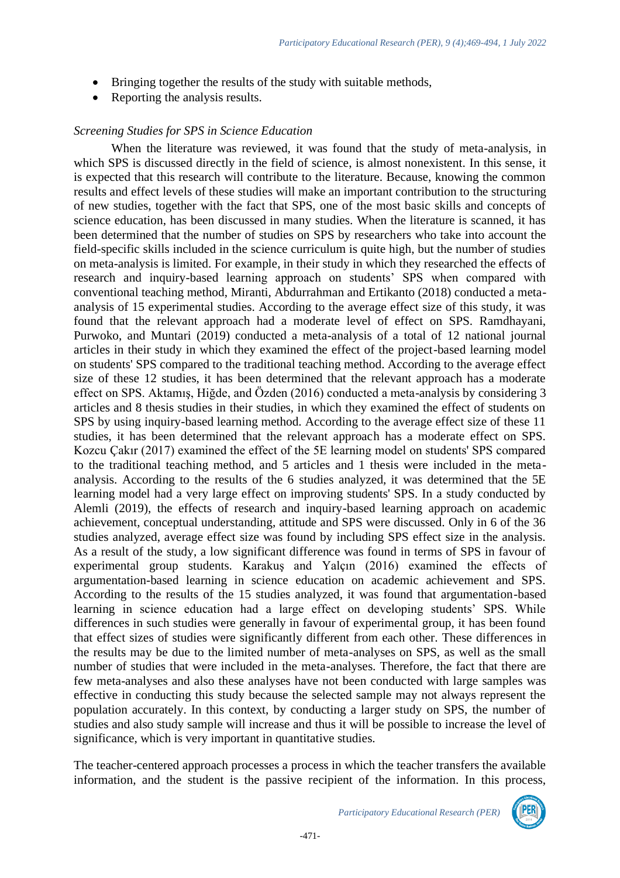- Bringing together the results of the study with suitable methods,
- Reporting the analysis results.

*Screening Studies for SPS in Science Education*

When the literature was reviewed, it was found that the study of meta-analysis, in which SPS is discussed directly in the field of science, is almost nonexistent. In this sense, it is expected that this research will contribute to the literature. Because, knowing the common results and effect levels of these studies will make an important contribution to the structuring of new studies, together with the fact that SPS, one of the most basic skills and concepts of science education, has been discussed in many studies. When the literature is scanned, it has been determined that the number of studies on SPS by researchers who take into account the field-specific skills included in the science curriculum is quite high, but the number of studies on meta-analysis is limited. For example, in their study in which they researched the effects of research and inquiry-based learning approach on students' SPS when compared with conventional teaching method, Miranti, Abdurrahman and Ertikanto (2018) conducted a meta-analysis of 15 experimental studies. According to the average effect size of this study, it was found that the relevant approach had a moderate level of effect on SPS. Ramdhayani, Purwoko, and Muntari (2019) conducted a meta-analysis of a total of 12 national journal articles in their study in which they examined the effect of the project-based learning model on students' SPS compared to the traditional teaching method. According to the average effect size of these 12 studies, it has been determined that the relevant approach has a moderate effect on SPS. Aktamış, Hiğde, and Özden (2016) conducted a meta-analysis by considering 3 articles and 8 thesis studies in their studies, in which they examined the effect of students on SPS by using inquiry-based learning method. According to the average effect size of these 11 studies, it has been determined that the relevant approach has a moderate effect on SPS. Kozcu Çakır (2017) examined the effect of the 5E learning model on students' SPS compared to the traditional teaching method, and 5 articles and 1 thesis were included in the meta-analysis. According to the results of the 6 studies analyzed, it was determined that the 5E learning model had a very large effect on improving students' SPS. In a study conducted by Alemli (2019), the effects of research and inquiry-based learning approach on academic achievement, conceptual understanding, attitude and SPS were discussed. Only in 6 of the 36 studies analyzed, average effect size was found by including SPS effect size in the analysis. As a result of the study, a low significant difference was found in terms of SPS in favour of experimental group students. Karakuş and Yalçın (2016) examined the effects of argumentation-based learning in science education on academic achievement and SPS. According to the results of the 15 studies analyzed, it was found that argumentation-based learning in science education had a large effect on developing students' SPS. While differences in such studies were generally in favour of experimental group, it has been found that effect sizes of studies were significantly different from each other. These differences in the results may be due to the limited number of meta-analyses on SPS, as well as the small number of studies that were included in the meta-analyses. Therefore, the fact that there are few meta-analyses and also these analyses have not been conducted with large samples was effective in conducting this study because the selected sample may not always represent the population accurately. In this context, by conducting a larger study on SPS, the number of studies and also study sample will increase and thus it will be possible to increase the level of significance, which is very important in quantitative studies.

The teacher-centered approach processes a process in which the teacher transfers the available information, and the student is the passive recipient of the information. In this process,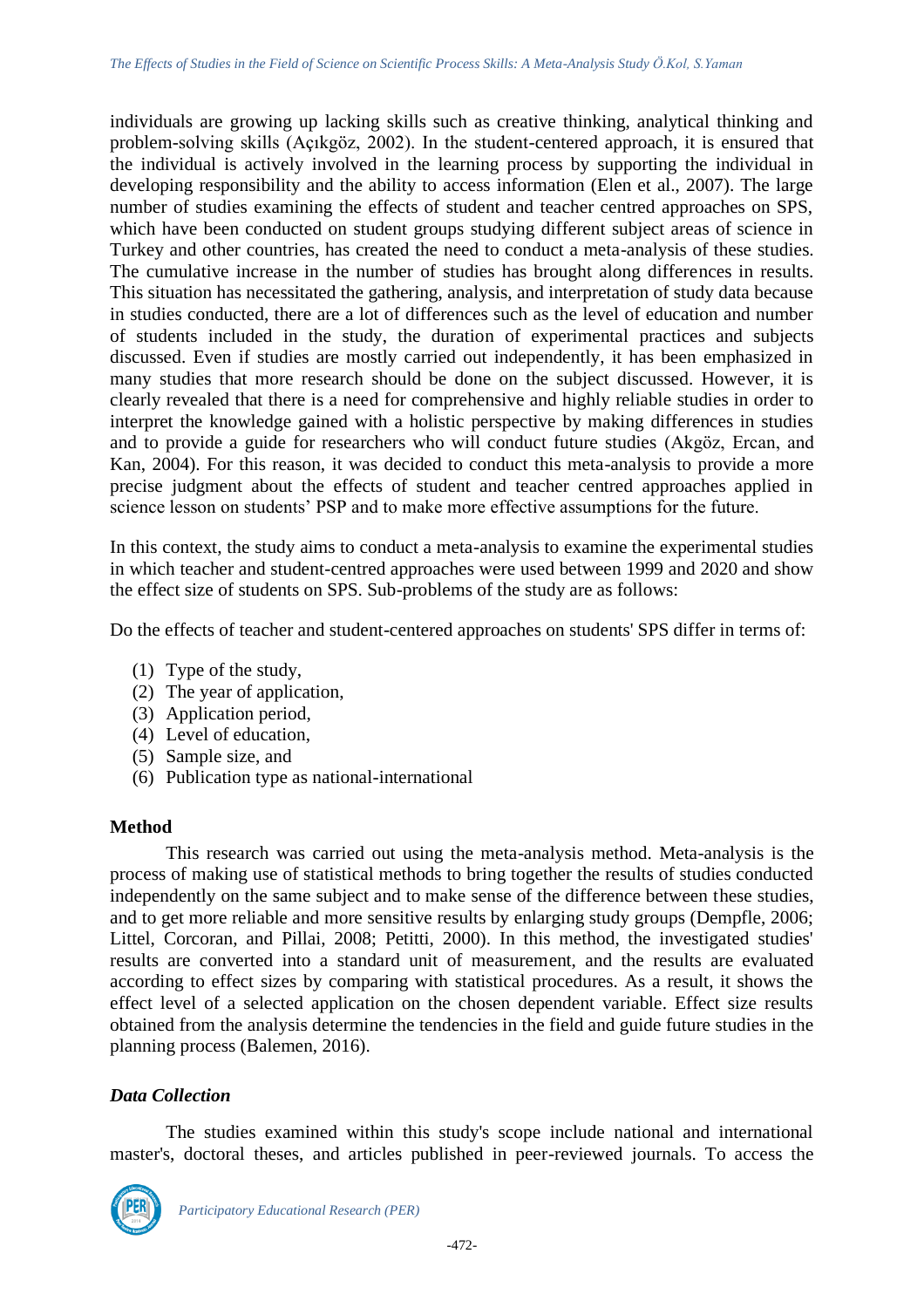individuals are growing up lacking skills such as creative thinking, analytical thinking and problem-solving skills (Açıkgöz, 2002). In the student-centered approach, it is ensured that the individual is actively involved in the learning process by supporting the individual in developing responsibility and the ability to access information (Elen et al., 2007). The large number of studies examining the effects of student and teacher centred approaches on SPS, which have been conducted on student groups studying different subject areas of science in Turkey and other countries, has created the need to conduct a meta-analysis of these studies. The cumulative increase in the number of studies has brought along differences in results. This situation has necessitated the gathering, analysis, and interpretation of study data because in studies conducted, there are a lot of differences such as the level of education and number of students included in the study, the duration of experimental practices and subjects discussed. Even if studies are mostly carried out independently, it has been emphasized in many studies that more research should be done on the subject discussed. However, it is clearly revealed that there is a need for comprehensive and highly reliable studies in order to interpret the knowledge gained with a holistic perspective by making differences in studies and to provide a guide for researchers who will conduct future studies (Akgöz, Ercan, and Kan, 2004). For this reason, it was decided to conduct this meta-analysis to provide a more precise judgment about the effects of student and teacher centred approaches applied in science lesson on students' PSP and to make more effective assumptions for the future.

In this context, the study aims to conduct a meta-analysis to examine the experimental studies in which teacher and student-centred approaches were used between 1999 and 2020 and show the effect size of students on SPS. Sub-problems of the study are as follows:

Do the effects of teacher and student-centered approaches on students' SPS differ in terms of:

1. Type of the study,
2. The year of application,
3. Application period,
4. Level of education,
5. Sample size, and
6. Publication type as national-international

## Method

This research was carried out using the meta-analysis method. Meta-analysis is the process of making use of statistical methods to bring together the results of studies conducted independently on the same subject and to make sense of the difference between these studies, and to get more reliable and more sensitive results by enlarging study groups (Dempfle, 2006; Littel, Corcoran, and Pillai, 2008; Petitti, 2000). In this method, the investigated studies' results are converted into a standard unit of measurement, and the results are evaluated according to effect sizes by comparing with statistical procedures. As a result, it shows the effect level of a selected application on the chosen dependent variable. Effect size results obtained from the analysis determine the tendencies in the field and guide future studies in the planning process (Balemen, 2016).

### *Data Collection*

The studies examined within this study's scope include national and international master's, doctoral theses, and articles published in peer-reviewed journals. To access the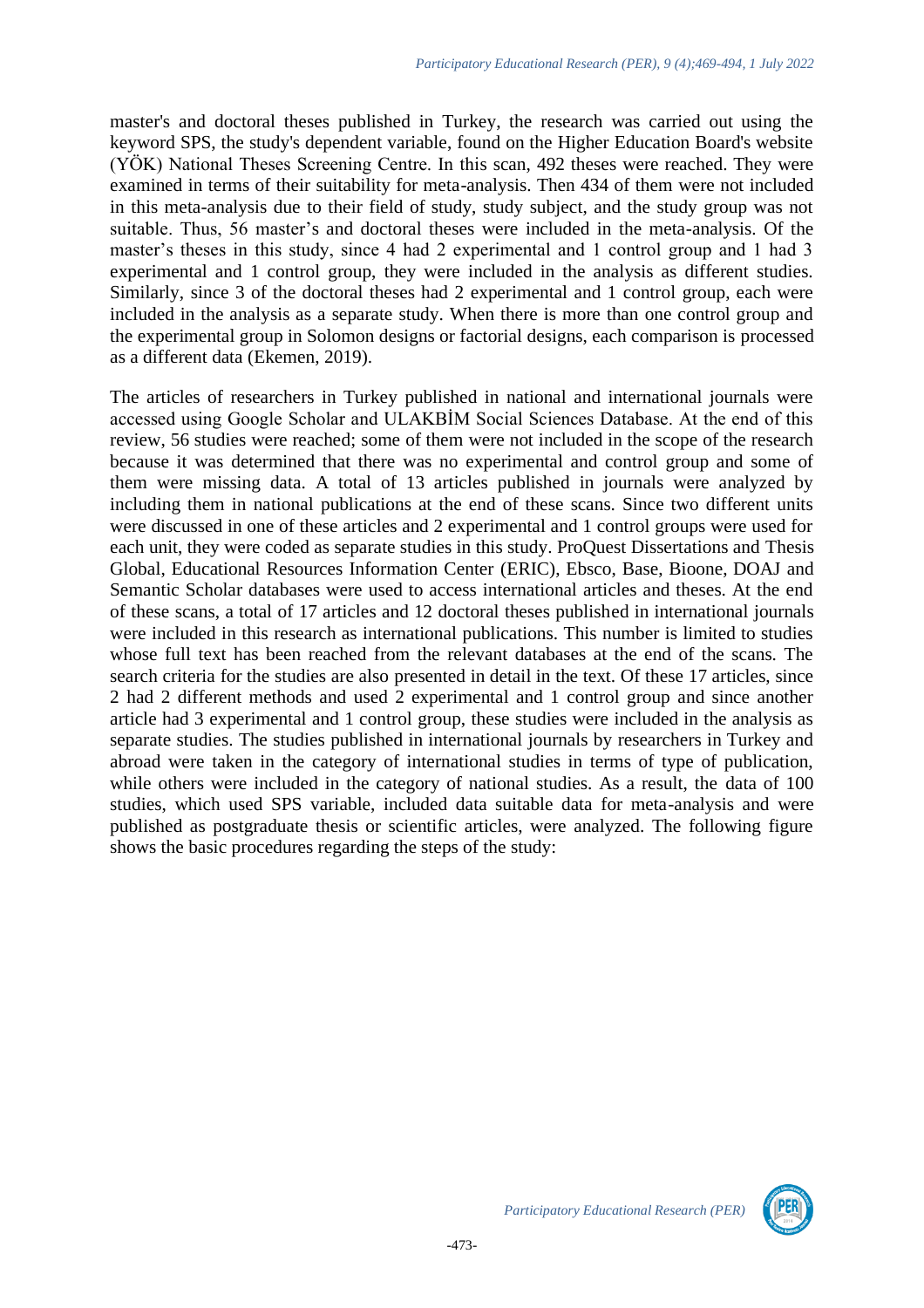master's and doctoral theses published in Turkey, the research was carried out using the keyword SPS, the study's dependent variable, found on the Higher Education Board's website (YÖK) National Theses Screening Centre. In this scan, 492 theses were reached. They were examined in terms of their suitability for meta-analysis. Then 434 of them were not included in this meta-analysis due to their field of study, study subject, and the study group was not suitable. Thus, 56 master's and doctoral theses were included in the meta-analysis. Of the master's theses in this study, since 4 had 2 experimental and 1 control group and 1 had 3 experimental and 1 control group, they were included in the analysis as different studies. Similarly, since 3 of the doctoral theses had 2 experimental and 1 control group, each were included in the analysis as a separate study. When there is more than one control group and the experimental group in Solomon designs or factorial designs, each comparison is processed as a different data (Ekemen, 2019).

The articles of researchers in Turkey published in national and international journals were accessed using Google Scholar and ULAKBİM Social Sciences Database. At the end of this review, 56 studies were reached; some of them were not included in the scope of the research because it was determined that there was no experimental and control group and some of them were missing data. A total of 13 articles published in journals were analyzed by including them in national publications at the end of these scans. Since two different units were discussed in one of these articles and 2 experimental and 1 control groups were used for each unit, they were coded as separate studies in this study. ProQuest Dissertations and Thesis Global, Educational Resources Information Center (ERIC), Ebsco, Base, Bioone, DOAJ and Semantic Scholar databases were used to access international articles and theses. At the end of these scans, a total of 17 articles and 12 doctoral theses published in international journals were included in this research as international publications. This number is limited to studies whose full text has been reached from the relevant databases at the end of the scans. The search criteria for the studies are also presented in detail in the text. Of these 17 articles, since 2 had 2 different methods and used 2 experimental and 1 control group and since another article had 3 experimental and 1 control group, these studies were included in the analysis as separate studies. The studies published in international journals by researchers in Turkey and abroad were taken in the category of international studies in terms of type of publication, while others were included in the category of national studies. As a result, the data of 100 studies, which used SPS variable, included data suitable data for meta-analysis and were published as postgraduate thesis or scientific articles, were analyzed. The following figure shows the basic procedures regarding the steps of the study: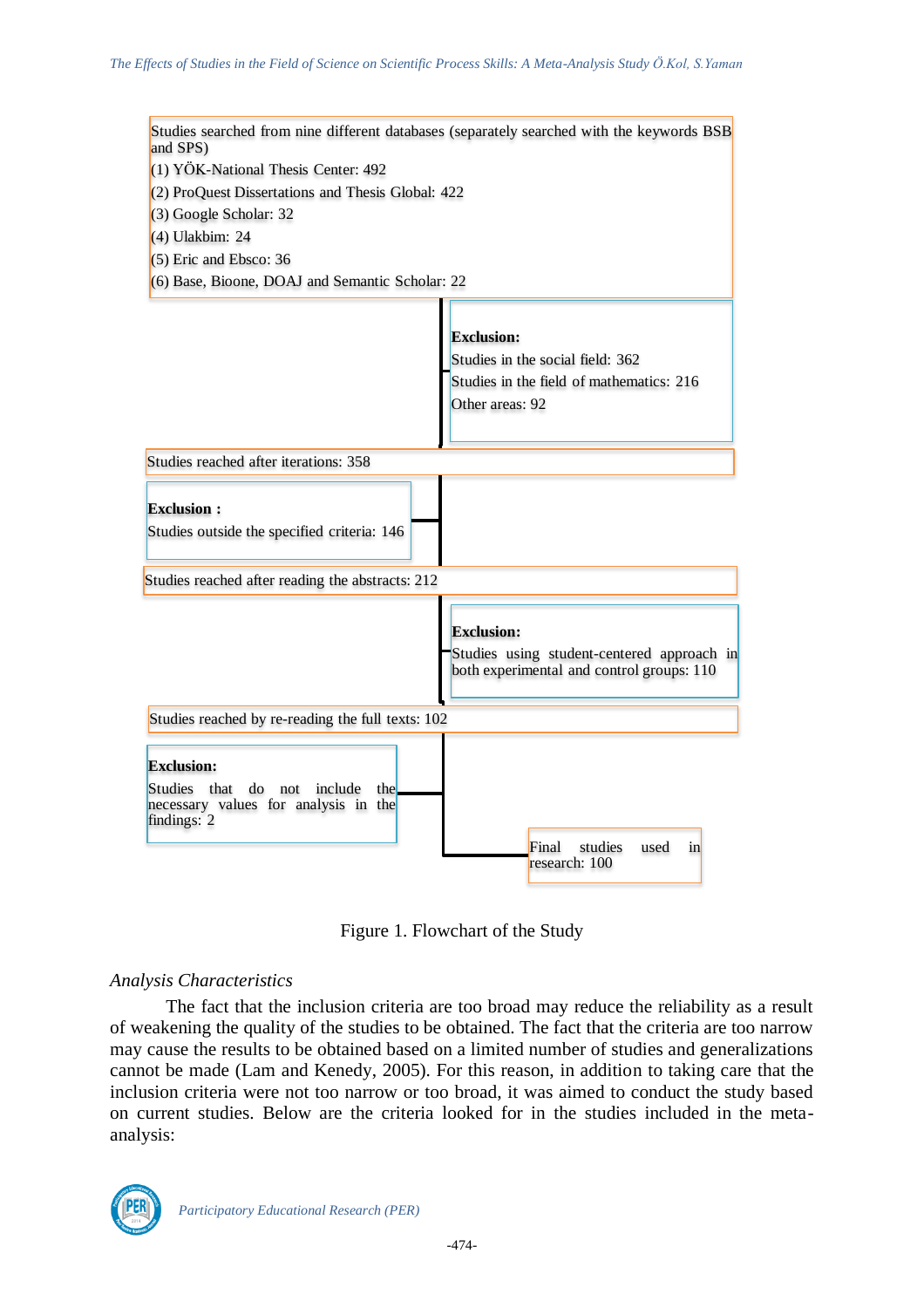Studies searched from nine different databases (separately searched with the keywords BSB and SPS)
(1) YÖK-National Thesis Center: 492
(2) ProQuest Dissertations and Thesis Global: 422
(3) Google Scholar: 32
(4) Ulakbim: 24
(5) Eric and Ebsco: 36
(6) Base, Bioone, DOAJ and Semantic Scholar: 22

**Exclusion:**
Studies in the social field: 362
Studies in the field of mathematics: 216
Other areas: 92

Studies reached after iterations: 358

**Exclusion :**
Studies outside the specified criteria: 146

Studies reached after reading the abstracts: 212

**Exclusion:**
Studies using student-centered approach in both experimental and control groups: 110

Studies reached by re-reading the full texts: 102

**Exclusion:**
Studies that do not include the necessary values for analysis in the findings: 2

Final studies used in research: 100

Figure 1. Flowchart of the Study

*Analysis Characteristics*

The fact that the inclusion criteria are too broad may reduce the reliability as a result of weakening the quality of the studies to be obtained. The fact that the criteria are too narrow may cause the results to be obtained based on a limited number of studies and generalizations cannot be made (Lam and Kenedy, 2005). For this reason, in addition to taking care that the inclusion criteria were not too narrow or too broad, it was aimed to conduct the study based on current studies. Below are the criteria looked for in the studies included in the meta-analysis: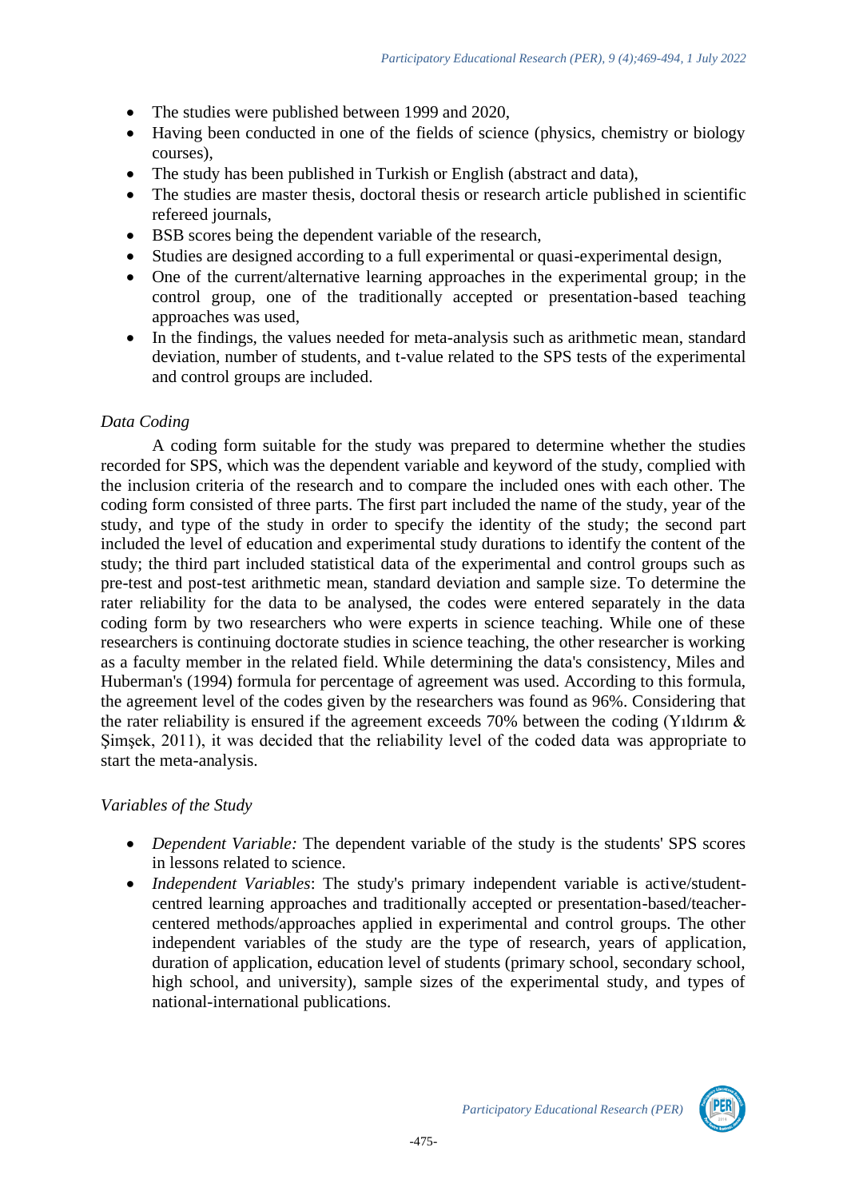- The studies were published between 1999 and 2020,
- Having been conducted in one of the fields of science (physics, chemistry or biology courses),
- The study has been published in Turkish or English (abstract and data),
- The studies are master thesis, doctoral thesis or research article published in scientific refereed journals,
- BSB scores being the dependent variable of the research,
- Studies are designed according to a full experimental or quasi-experimental design,
- One of the current/alternative learning approaches in the experimental group; in the control group, one of the traditionally accepted or presentation-based teaching approaches was used,
- In the findings, the values needed for meta-analysis such as arithmetic mean, standard deviation, number of students, and t-value related to the SPS tests of the experimental and control groups are included.

*Data Coding*

A coding form suitable for the study was prepared to determine whether the studies recorded for SPS, which was the dependent variable and keyword of the study, complied with the inclusion criteria of the research and to compare the included ones with each other. The coding form consisted of three parts. The first part included the name of the study, year of the study, and type of the study in order to specify the identity of the study; the second part included the level of education and experimental study durations to identify the content of the study; the third part included statistical data of the experimental and control groups such as pre-test and post-test arithmetic mean, standard deviation and sample size. To determine the rater reliability for the data to be analysed, the codes were entered separately in the data coding form by two researchers who were experts in science teaching. While one of these researchers is continuing doctorate studies in science teaching, the other researcher is working as a faculty member in the related field. While determining the data's consistency, Miles and Huberman's (1994) formula for percentage of agreement was used. According to this formula, the agreement level of the codes given by the researchers was found as 96%. Considering that the rater reliability is ensured if the agreement exceeds 70% between the coding (Yıldırım & Şimşek, 2011), it was decided that the reliability level of the coded data was appropriate to start the meta-analysis.

*Variables of the Study*

- *Dependent Variable:* The dependent variable of the study is the students' SPS scores in lessons related to science.
- *Independent Variables*: The study's primary independent variable is active/student-centred learning approaches and traditionally accepted or presentation-based/teacher-centered methods/approaches applied in experimental and control groups. The other independent variables of the study are the type of research, years of application, duration of application, education level of students (primary school, secondary school, high school, and university), sample sizes of the experimental study, and types of national-international publications.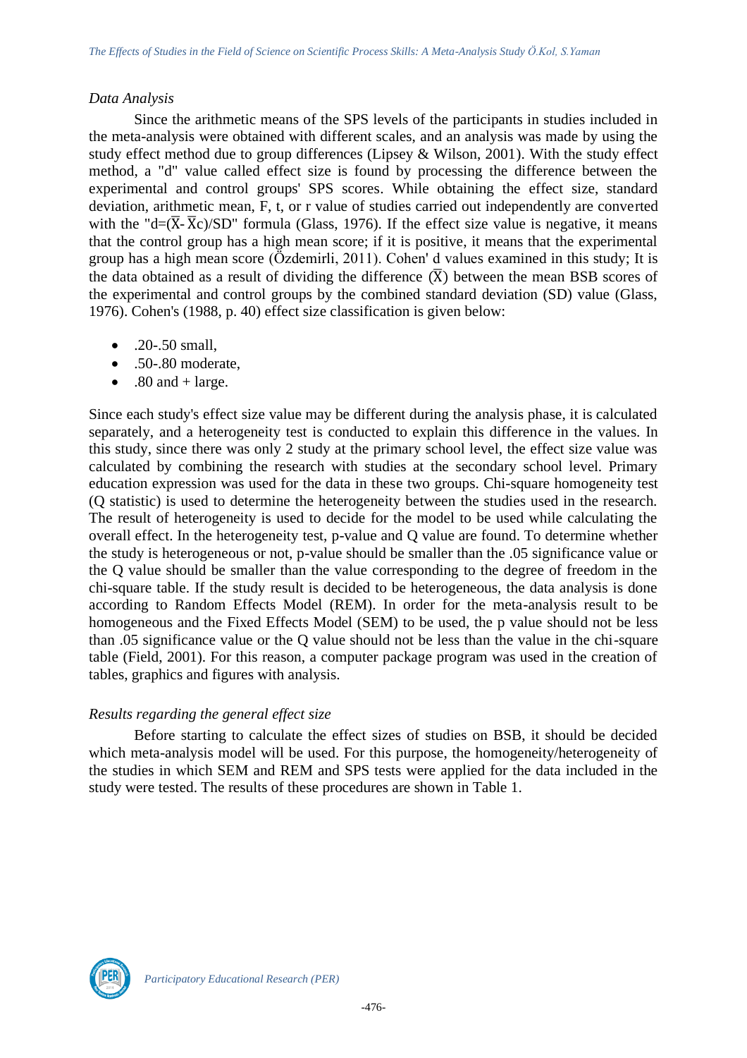*Data Analysis*

Since the arithmetic means of the SPS levels of the participants in studies included in the meta-analysis were obtained with different scales, and an analysis was made by using the study effect method due to group differences (Lipsey & Wilson, 2001). With the study effect method, a "d" value called effect size is found by processing the difference between the experimental and control groups' SPS scores. While obtaining the effect size, standard deviation, arithmetic mean, F, t, or r value of studies carried out independently are converted with the "$d=(\bar{X}-\bar{X}c)/SD$" formula (Glass, 1976). If the effect size value is negative, it means that the control group has a high mean score; if it is positive, it means that the experimental group has a high mean score (Özdemirli, 2011). Cohen' d values examined in this study; It is the data obtained as a result of dividing the difference ($\bar{X}$) between the mean BSB scores of the experimental and control groups by the combined standard deviation (SD) value (Glass, 1976). Cohen's (1988, p. 40) effect size classification is given below:

- .20-.50 small,
- .50-.80 moderate,
- .80 and + large.

Since each study's effect size value may be different during the analysis phase, it is calculated separately, and a heterogeneity test is conducted to explain this difference in the values. In this study, since there was only 2 study at the primary school level, the effect size value was calculated by combining the research with studies at the secondary school level. Primary education expression was used for the data in these two groups. Chi-square homogeneity test (Q statistic) is used to determine the heterogeneity between the studies used in the research. The result of heterogeneity is used to decide for the model to be used while calculating the overall effect. In the heterogeneity test, p-value and Q value are found. To determine whether the study is heterogeneous or not, p-value should be smaller than the .05 significance value or the Q value should be smaller than the value corresponding to the degree of freedom in the chi-square table. If the study result is decided to be heterogeneous, the data analysis is done according to Random Effects Model (REM). In order for the meta-analysis result to be homogeneous and the Fixed Effects Model (SEM) to be used, the p value should not be less than .05 significance value or the Q value should not be less than the value in the chi-square table (Field, 2001). For this reason, a computer package program was used in the creation of tables, graphics and figures with analysis.

*Results regarding the general effect size*

Before starting to calculate the effect sizes of studies on BSB, it should be decided which meta-analysis model will be used. For this purpose, the homogeneity/heterogeneity of the studies in which SEM and REM and SPS tests were applied for the data included in the study were tested. The results of these procedures are shown in Table 1.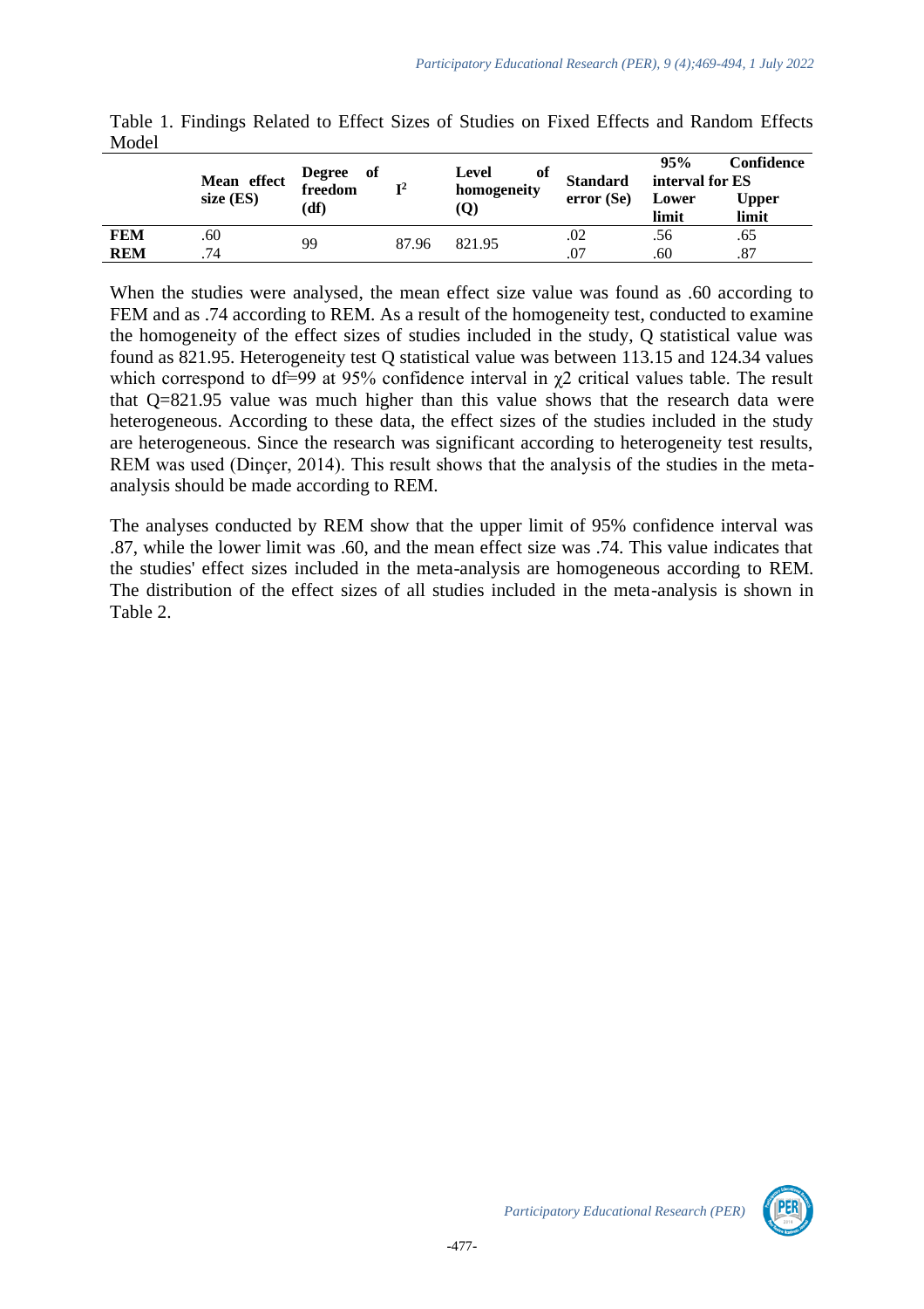Table 1. Findings Related to Effect Sizes of Studies on Fixed Effects and Random Effects Model

| | Mean effect size (ES) | Degree of freedom (df) | $I^2$ | Level of homogeneity (Q) | Standard error (Se) | 95% Confidence interval for ES | |
|---|---|---|---|---|---|---|---|
| | | | | | | Lower limit | Upper limit |
| **FEM** | .60 | 99 | 87.96 | 821.95 | .02 | .56 | .65 |
| **REM** | .74 | | | | .07 | .60 | .87 |

When the studies were analysed, the mean effect size value was found as .60 according to FEM and as .74 according to REM. As a result of the homogeneity test, conducted to examine the homogeneity of the effect sizes of studies included in the study, Q statistical value was found as 821.95. Heterogeneity test Q statistical value was between 113.15 and 124.34 values which correspond to df=99 at 95% confidence interval in $\chi 2$ critical values table. The result that Q=821.95 value was much higher than this value shows that the research data were heterogeneous. According to these data, the effect sizes of the studies included in the study are heterogeneous. Since the research was significant according to heterogeneity test results, REM was used (Dinçer, 2014). This result shows that the analysis of the studies in the meta-analysis should be made according to REM.

The analyses conducted by REM show that the upper limit of 95% confidence interval was .87, while the lower limit was .60, and the mean effect size was .74. This value indicates that the studies' effect sizes included in the meta-analysis are homogeneous according to REM. The distribution of the effect sizes of all studies included in the meta-analysis is shown in Table 2.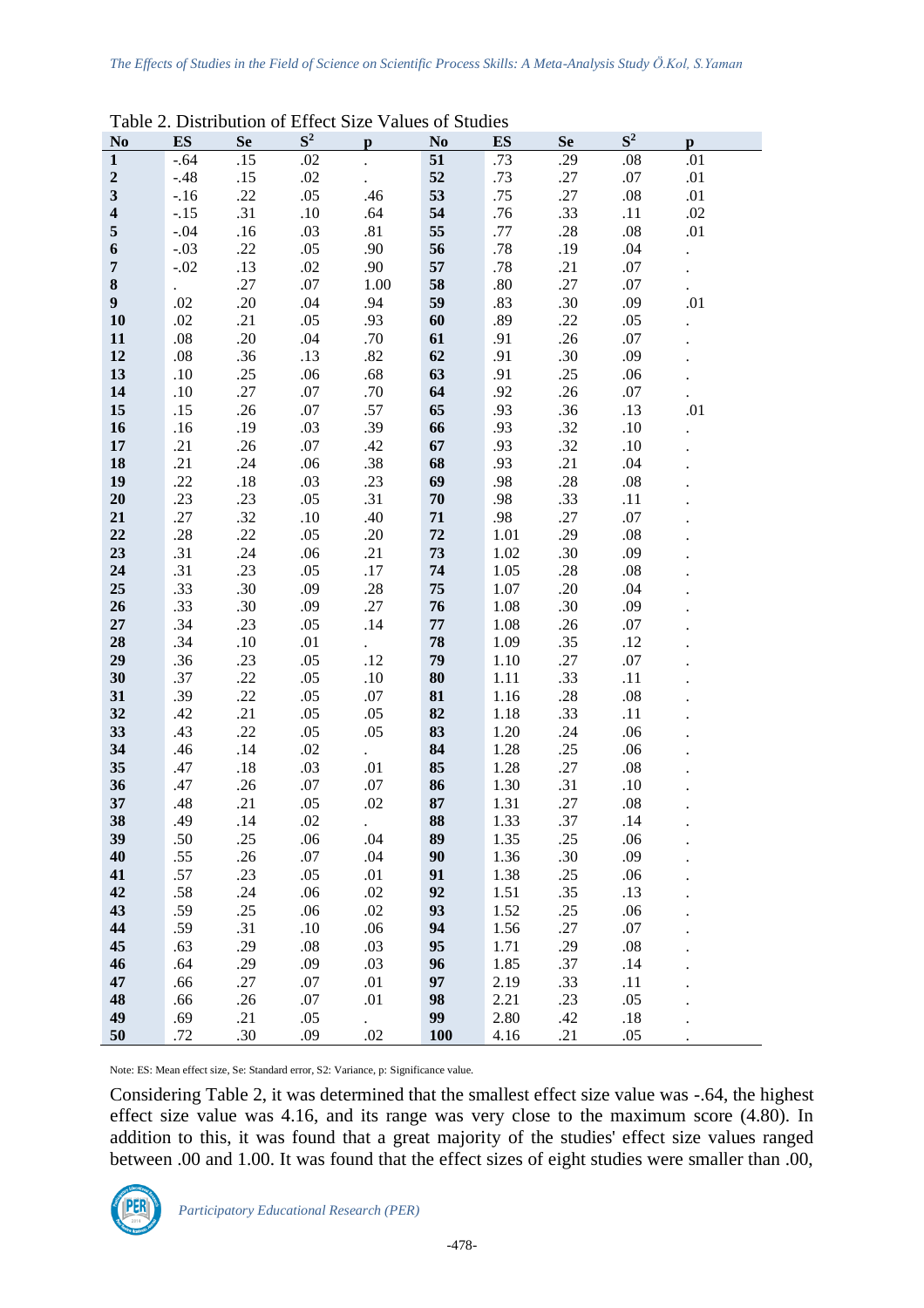Table 2. Distribution of Effect Size Values of Studies

| No | ES | Se | $S^2$ | p | No | ES | Se | $S^2$ | p |
|---|---|---|---|---|---|---|---|---|---|
| **1** | -.64 | .15 | .02 | . | **51** | .73 | .29 | .08 | .01 |
| **2** | -.48 | .15 | .02 | . | **52** | .73 | .27 | .07 | .01 |
| **3** | -.16 | .22 | .05 | .46 | **53** | .75 | .27 | .08 | .01 |
| **4** | -.15 | .31 | .10 | .64 | **54** | .76 | .33 | .11 | .02 |
| **5** | -.04 | .16 | .03 | .81 | **55** | .77 | .28 | .08 | .01 |
| **6** | -.03 | .22 | .05 | .90 | **56** | .78 | .19 | .04 | . |
| **7** | -.02 | .13 | .02 | .90 | **57** | .78 | .21 | .07 | . |
| **8** | . | .27 | .07 | 1.00 | **58** | .80 | .27 | .07 | . |
| **9** | .02 | .20 | .04 | .94 | **59** | .83 | .30 | .09 | .01 |
| **10** | .02 | .21 | .05 | .93 | **60** | .89 | .22 | .05 | . |
| **11** | .08 | .20 | .04 | .70 | **61** | .91 | .26 | .07 | . |
| **12** | .08 | .36 | .13 | .82 | **62** | .91 | .30 | .09 | . |
| **13** | .10 | .25 | .06 | .68 | **63** | .91 | .25 | .06 | . |
| **14** | .10 | .27 | .07 | .70 | **64** | .92 | .26 | .07 | . |
| **15** | .15 | .26 | .07 | .57 | **65** | .93 | .36 | .13 | .01 |
| **16** | .16 | .19 | .03 | .39 | **66** | .93 | .32 | .10 | . |
| **17** | .21 | .26 | .07 | .42 | **67** | .93 | .32 | .10 | . |
| **18** | .21 | .24 | .06 | .38 | **68** | .93 | .21 | .04 | . |
| **19** | .22 | .18 | .03 | .23 | **69** | .98 | .28 | .08 | . |
| **20** | .23 | .23 | .05 | .31 | **70** | .98 | .33 | .11 | . |
| **21** | .27 | .32 | .10 | .40 | **71** | .98 | .27 | .07 | . |
| **22** | .28 | .22 | .05 | .20 | **72** | 1.01 | .29 | .08 | . |
| **23** | .31 | .24 | .06 | .21 | **73** | 1.02 | .30 | .09 | . |
| **24** | .31 | .23 | .05 | .17 | **74** | 1.05 | .28 | .08 | . |
| **25** | .33 | .30 | .09 | .28 | **75** | 1.07 | .20 | .04 | . |
| **26** | .33 | .30 | .09 | .27 | **76** | 1.08 | .30 | .09 | . |
| **27** | .34 | .23 | .05 | .14 | **77** | 1.08 | .26 | .07 | . |
| **28** | .34 | .10 | .01 | . | **78** | 1.09 | .35 | .12 | . |
| **29** | .36 | .23 | .05 | .12 | **79** | 1.10 | .27 | .07 | . |
| **30** | .37 | .22 | .05 | .10 | **80** | 1.11 | .33 | .11 | . |
| **31** | .39 | .22 | .05 | .07 | **81** | 1.16 | .28 | .08 | . |
| **32** | .42 | .21 | .05 | .05 | **82** | 1.18 | .33 | .11 | . |
| **33** | .43 | .22 | .05 | .05 | **83** | 1.20 | .24 | .06 | . |
| **34** | .46 | .14 | .02 | . | **84** | 1.28 | .25 | .06 | . |
| **35** | .47 | .18 | .03 | .01 | **85** | 1.28 | .27 | .08 | . |
| **36** | .47 | .26 | .07 | .07 | **86** | 1.30 | .31 | .10 | . |
| **37** | .48 | .21 | .05 | .02 | **87** | 1.31 | .27 | .08 | . |
| **38** | .49 | .14 | .02 | . | **88** | 1.33 | .37 | .14 | . |
| **39** | .50 | .25 | .06 | .04 | **89** | 1.35 | .25 | .06 | . |
| **40** | .55 | .26 | .07 | .04 | **90** | 1.36 | .30 | .09 | . |
| **41** | .57 | .23 | .05 | .01 | **91** | 1.38 | .25 | .06 | . |
| **42** | .58 | .24 | .06 | .02 | **92** | 1.51 | .35 | .13 | . |
| **43** | .59 | .25 | .06 | .02 | **93** | 1.52 | .25 | .06 | . |
| **44** | .59 | .31 | .10 | .06 | **94** | 1.56 | .27 | .07 | . |
| **45** | .63 | .29 | .08 | .03 | **95** | 1.71 | .29 | .08 | . |
| **46** | .64 | .29 | .09 | .03 | **96** | 1.85 | .37 | .14 | . |
| **47** | .66 | .27 | .07 | .01 | **97** | 2.19 | .33 | .11 | . |
| **48** | .66 | .26 | .07 | .01 | **98** | 2.21 | .23 | .05 | . |
| **49** | .69 | .21 | .05 | . | **99** | 2.80 | .42 | .18 | . |
| **50** | .72 | .30 | .09 | .02 | **100** | 4.16 | .21 | .05 | . |

Note: ES: Mean effect size, Se: Standard error, S2: Variance, p: Significance value.

Considering Table 2, it was determined that the smallest effect size value was -.64, the highest effect size value was 4.16, and its range was very close to the maximum score (4.80). In addition to this, it was found that a great majority of the studies' effect size values ranged between .00 and 1.00. It was found that the effect sizes of eight studies were smaller than .00,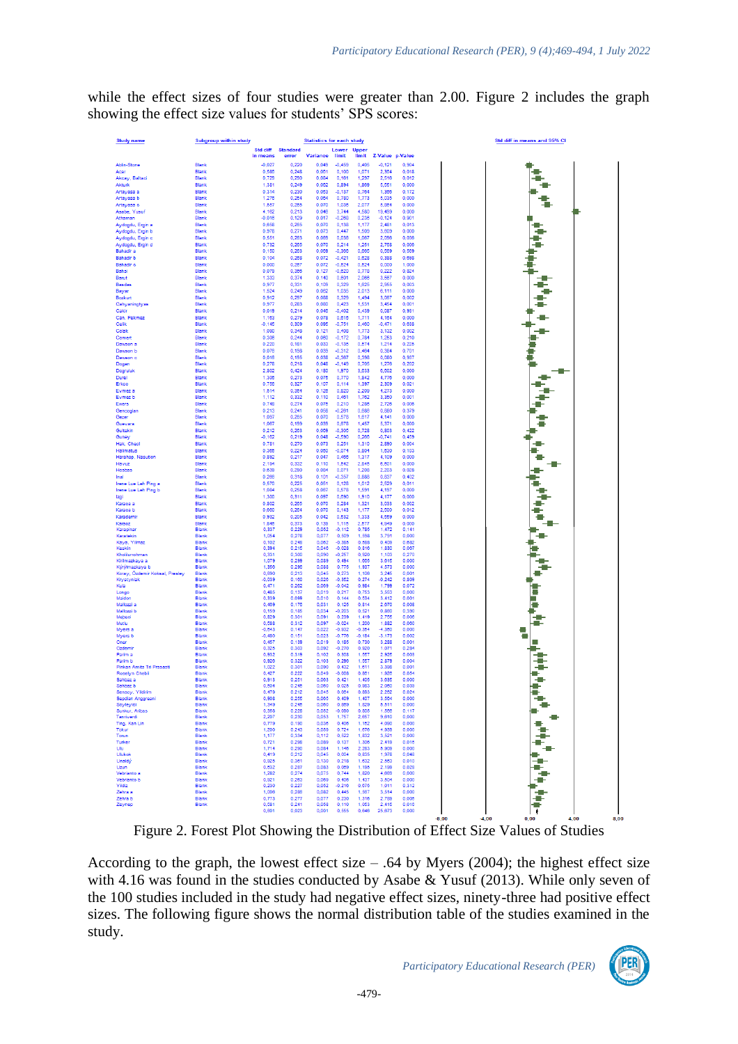while the effect sizes of four studies were greater than 2.00. Figure 2 includes the graph showing the effect size values for students' SPS scores:

| Study name | Subgroup within study | Std diff in means | Standard error | Variance | Lower limit | Upper limit | Z-Value | p-Value |
|---|---|---|---|---|---|---|---|---|
| Abtin-Stone | Blank | -0,027 | 0,220 | 0,048 | -0,459 | 0,405 | -0,121 | 0,904 |
| Acar | Blank | 0,585 | 0,248 | 0,061 | 0,100 | 1,071 | 2,364 | 0,018 |
| Akcay, Baltaci | Blank | 0,729 | 0,290 | 0,084 | 0,161 | 1,297 | 2,516 | 0,012 |
| Akturk | Blank | 1,381 | 0,249 | 0,062 | 0,894 | 1,869 | 5,551 | 0,000 |
| Artayasa a | Blank | 0,314 | 0,230 | 0,053 | -0,137 | 0,764 | 1,366 | 0,172 |
| Artayasa b | Blank | 1,276 | 0,254 | 0,064 | 0,780 | 1,773 | 5,036 | 0,000 |
| Artayasa c | Blank | 1,557 | 0,265 | 0,070 | 1,036 | 2,077 | 5,864 | 0,000 |
| Asabe, Yusuf | Blank | 4,162 | 0,213 | 0,046 | 3,744 | 4,580 | 19,499 | 0,000 |
| Atasman | Blank | -0,016 | 0,129 | 0,017 | -0,268 | 0,236 | -0,124 | 0,901 |
| Aydogdu, Ergin a | Blank | 0,658 | 0,265 | 0,070 | 0,138 | 1,177 | 2,481 | 0,013 |
| Aydogdu, Ergin b | Blank | 0,978 | 0,271 | 0,073 | 0,447 | 1,509 | 3,609 | 0,000 |
| Aydogdu, Ergin c | Blank | 0,551 | 0,263 | 0,069 | 0,036 | 1,067 | 2,096 | 0,036 |
| Aydogdu, Ergin d | Blank | 0,732 | 0,265 | 0,070 | 0,214 | 1,251 | 2,768 | 0,006 |
| Bahadir a | Blank | 0,150 | 0,263 | 0,069 | -0,366 | 0,665 | 0,569 | 0,569 |
| Bahadir b | Blank | 0,104 | 0,268 | 0,072 | -0,421 | 0,628 | 0,388 | 0,698 |
| Bahadir c | Blank | 0,000 | 0,267 | 0,072 | -0,524 | 0,524 | 0,000 | 1,000 |
| Bahsi | Blank | 0,079 | 0,356 | 0,127 | -0,620 | 0,778 | 0,222 | 0,824 |
| Barut | Blank | 1,333 | 0,374 | 0,140 | 0,601 | 2,066 | 3,567 | 0,000 |
| Basdas | Blank | 0,977 | 0,331 | 0,109 | 0,329 | 1,625 | 2,955 | 0,003 |
| Bayar | Blank | 1,524 | 0,249 | 0,062 | 1,035 | 2,013 | 6,111 | 0,000 |
| Bozkurt | Blank | 0,912 | 0,297 | 0,088 | 0,329 | 1,494 | 3,067 | 0,002 |
| Cahyaningtyas | Blank | 0,977 | 0,283 | 0,080 | 0,423 | 1,531 | 3,454 | 0,001 |
| Cakir | Blank | 0,019 | 0,214 | 0,046 | -0,402 | 0,439 | 0,087 | 0,931 |
| Can, Pekmez | Blank | 1,163 | 0,279 | 0,078 | 0,616 | 1,711 | 4,164 | 0,000 |
| Celik | Blank | -0,145 | 0,309 | 0,095 | -0,751 | 0,460 | -0,471 | 0,638 |
| Celik | Blank | 1,090 | 0,349 | 0,121 | 0,408 | 1,772 | 3,122 | 0,002 |
| Comert | Blank | 0,306 | 0,244 | 0,060 | -0,172 | 0,784 | 1,253 | 0,210 |
| Dawson a | Blank | 0,220 | 0,181 | 0,033 | -0,135 | 0,574 | 1,214 | 0,225 |
| Dawson b | Blank | 0,076 | 0,198 | 0,039 | -0,312 | 0,464 | 0,384 | 0,701 |
| Dawson c | Blank | 0,016 | 0,195 | 0,038 | -0,367 | 0,398 | 0,080 | 0,937 |
| Dogan | Blank | 0,278 | 0,218 | 0,048 | -0,149 | 0,705 | 1,276 | 0,202 |
| Dogruluk | Blank | 2,802 | 0,424 | 0,180 | 1,970 | 3,633 | 6,602 | 0,000 |
| Durat | Blank | 1,306 | 0,273 | 0,075 | 0,770 | 1,842 | 4,776 | 0,000 |
| Erkoc | Blank | 0,755 | 0,327 | 0,107 | 0,114 | 1,397 | 2,309 | 0,021 |
| Evmez a | Blank | 1,514 | 0,354 | 0,125 | 0,820 | 2,208 | 4,273 | 0,000 |
| Evmez b | Blank | 1,112 | 0,332 | 0,110 | 0,461 | 1,762 | 3,350 | 0,001 |
| Ewers | Blank | 0,748 | 0,274 | 0,075 | 0,210 | 1,285 | 2,725 | 0,006 |
| Gencoglan | Blank | 0,213 | 0,241 | 0,058 | -0,261 | 0,686 | 0,880 | 0,379 |
| Gezer | Blank | 1,097 | 0,265 | 0,070 | 0,578 | 1,617 | 4,141 | 0,000 |
| Guevara | Blank | 1,067 | 0,199 | 0,039 | 0,678 | 1,457 | 5,371 | 0,000 |
| Gultekin | Blank | 0,212 | 0,263 | 0,069 | -0,305 | 0,728 | 0,803 | 0,422 |
| Gunay | Blank | -0,162 | 0,219 | 0,048 | -0,590 | 0,266 | -0,741 | 0,459 |
| Hak, Cheol | Blank | 0,781 | 0,270 | 0,073 | 0,251 | 1,310 | 2,890 | 0,004 |
| Halimatus | Blank | 0,365 | 0,224 | 0,050 | -0,074 | 0,804 | 1,630 | 0,103 |
| Harahap, Nasution | Blank | 0,892 | 0,217 | 0,047 | 0,466 | 1,317 | 4,109 | 0,000 |
| Havuz | Blank | 2,194 | 0,332 | 0,110 | 1,542 | 2,845 | 6,601 | 0,000 |
| Hosoas | Blank | 0,639 | 0,290 | 0,084 | 0,071 | 1,206 | 2,203 | 0,028 |
| Inal | Blank | 0,266 | 0,318 | 0,101 | -0,357 | 0,888 | 0,837 | 0,402 |
| Irene Lue Leh Ping a | Blank | 0,570 | 0,225 | 0,051 | 0,128 | 1,012 | 2,529 | 0,011 |
| Irene Lue Leh Ping b | Blank | 1,084 | 0,259 | 0,067 | 0,578 | 1,591 | 4,197 | 0,000 |
| Izgi | Blank | 1,300 | 0,311 | 0,097 | 0,690 | 1,910 | 4,177 | 0,000 |
| Karaca a | Blank | 0,802 | 0,265 | 0,070 | 0,284 | 1,321 | 3,033 | 0,002 |
| Karaca b | Blank | 0,660 | 0,264 | 0,070 | 0,143 | 1,177 | 2,500 | 0,012 |
| Karademir | Blank | 0,932 | 0,205 | 0,042 | 0,532 | 1,333 | 4,559 | 0,000 |
| Karaoz | Blank | 1,846 | 0,373 | 0,139 | 1,115 | 2,577 | 4,949 | 0,000 |
| Karaphar | Blank | 0,337 | 0,229 | 0,052 | -0,112 | 0,786 | 1,472 | 0,141 |
| Karatekin | Blank | 1,054 | 0,278 | 0,077 | 0,509 | 1,598 | 3,791 | 0,000 |
| Kaya, Yilmaz | Blank | 0,102 | 0,249 | 0,062 | -0,385 | 0,589 | 0,409 | 0,682 |
| Keskin | Blank | 0,394 | 0,215 | 0,046 | -0,028 | 0,816 | 1,830 | 0,067 |
| Khalilsimohran | Blank | 0,331 | 0,300 | 0,090 | -0,257 | 0,920 | 1,103 | 0,270 |
| Kirilmazkaya a | Blank | 1,079 | 0,299 | 0,089 | 0,494 | 1,665 | 3,615 | 0,000 |
| Kirilmazkaya b | Blank | 1,356 | 0,296 | 0,088 | 0,776 | 1,937 | 4,578 | 0,000 |
| Koray, Özdemir Koksal, Presley | Blank | 0,690 | 0,213 | 0,045 | 0,273 | 1,108 | 3,245 | 0,001 |
| Kiryacyirtiak | Blank | -0,039 | 0,160 | 0,026 | -0,352 | 0,274 | -0,242 | 0,809 |
| Kula | Blank | 0,471 | 0,262 | 0,069 | -0,042 | 0,984 | 1,799 | 0,072 |
| Longo | Blank | 0,486 | 0,137 | 0,019 | 0,217 | 0,755 | 3,553 | 0,000 |
| Maldon | Blank | 0,339 | 0,099 | 0,010 | 0,144 | 0,534 | 3,412 | 0,001 |
| Mallozzi a | Blank | 0,469 | 0,170 | 0,031 | 0,126 | 0,814 | 2,670 | 0,008 |
| Mallozzi b | Blank | 0,159 | 0,185 | 0,034 | -0,203 | 0,521 | 0,860 | 0,390 |
| Mebsol | Blank | 0,829 | 0,301 | 0,091 | 0,239 | 1,419 | 2,755 | 0,006 |
| Mutlu | Blank | 0,588 | 0,312 | 0,097 | -0,024 | 1,200 | 1,882 | 0,060 |
| Myers a | Blank | -0,643 | 0,147 | 0,022 | -0,932 | -0,354 | -4,360 | 0,000 |
| Myers b | Blank | -0,480 | 0,151 | 0,023 | -0,776 | -0,184 | -3,173 | 0,002 |
| Onal | Blank | 0,457 | 0,139 | 0,019 | 0,185 | 0,730 | 3,288 | 0,001 |
| Ozdemir | Blank | 0,325 | 0,303 | 0,092 | -0,270 | 0,920 | 1,071 | 0,284 |
| Perlins a | Blank | 0,932 | 0,318 | 0,102 | 0,308 | 1,557 | 2,926 | 0,003 |
| Perlins b | Blank | 0,926 | 0,322 | 0,103 | 0,296 | 1,557 | 2,879 | 0,004 |
| Pinkan Amita Tri Prasasti | Blank | 1,022 | 0,301 | 0,090 | 0,432 | 1,611 | 3,398 | 0,001 |
| Rosalyn Chebil | Blank | 0,427 | 0,222 | 0,049 | -0,008 | 0,861 | 1,926 | 0,054 |
| Sahbaz a | Blank | 0,913 | 0,251 | 0,063 | 0,421 | 1,405 | 3,636 | 0,000 |
| Sahbaz b | Blank | 0,504 | 0,245 | 0,060 | 0,025 | 0,983 | 2,060 | 0,039 |
| Senocy, Yildirim | Blank | 0,479 | 0,212 | 0,045 | 0,064 | 0,893 | 2,262 | 0,024 |
| Septian Anggraeni | Blank | 0,908 | 0,255 | 0,065 | 0,409 | 1,407 | 3,564 | 0,000 |
| Seyfeyez | Blank | 1,349 | 0,245 | 0,060 | 0,869 | 1,829 | 5,511 | 0,000 |
| Surikuri, Arbas | Blank | 0,359 | 0,228 | 0,052 | -0,090 | 0,805 | 1,566 | 0,117 |
| Tennuverdi | Blank | 2,207 | 0,230 | 0,053 | 1,757 | 2,657 | 9,610 | 0,000 |
| Ting, Kah Lin | Blank | 0,779 | 0,190 | 0,036 | 0,406 | 1,152 | 4,090 | 0,000 |
| Tokur | Blank | 1,200 | 0,243 | 0,059 | 0,724 | 1,676 | 4,938 | 0,000 |
| Torun | Blank | 1,177 | 0,334 | 0,112 | 0,522 | 1,832 | 3,521 | 0,000 |
| Turker | Blank | 0,721 | 0,298 | 0,089 | 0,137 | 1,306 | 2,418 | 0,016 |
| Ulu | Blank | 1,714 | 0,290 | 0,084 | 1,146 | 2,283 | 5,909 | 0,000 |
| Ulukok | Blank | 0,419 | 0,212 | 0,045 | 0,004 | 0,835 | 1,978 | 0,048 |
| Unaldy | Blank | 0,925 | 0,361 | 0,130 | 0,218 | 1,632 | 2,563 | 0,010 |
| Uzun | Blank | 0,632 | 0,287 | 0,083 | 0,069 | 1,195 | 2,199 | 0,028 |
| Vebrianto a | Blank | 1,282 | 0,274 | 0,075 | 0,744 | 1,820 | 4,669 | 0,000 |
| Vebrianto b | Blank | 0,921 | 0,263 | 0,069 | 0,406 | 1,437 | 3,504 | 0,000 |
| Yildiz | Blank | 0,230 | 0,227 | 0,052 | -0,216 | 0,675 | 1,011 | 0,312 |
| Zehra a | Blank | 1,006 | 0,286 | 0,082 | 0,445 | 1,567 | 3,514 | 0,000 |
| Zehra b | Blank | 0,773 | 0,277 | 0,077 | 0,230 | 1,316 | 2,789 | 0,005 |
| Zeynep | Blank | 0,581 | 0,241 | 0,058 | 0,110 | 1,053 | 2,416 | 0,016 |
| | | 0,601 | 0,023 | 0,001 | 0,555 | 0,646 | 25,673 | 0,000 |

Std diff in means and 95% CI

-8,00 -4,00 0,00 4,00 8,00

Figure 2. Forest Plot Showing the Distribution of Effect Size Values of Studies

According to the graph, the lowest effect size – .64 by Myers (2004); the highest effect size with 4.16 was found in the studies conducted by Asabe & Yusuf (2013). While only seven of the 100 studies included in the study had negative effect sizes, ninety-three had positive effect sizes. The following figure shows the normal distribution table of the studies examined in the study.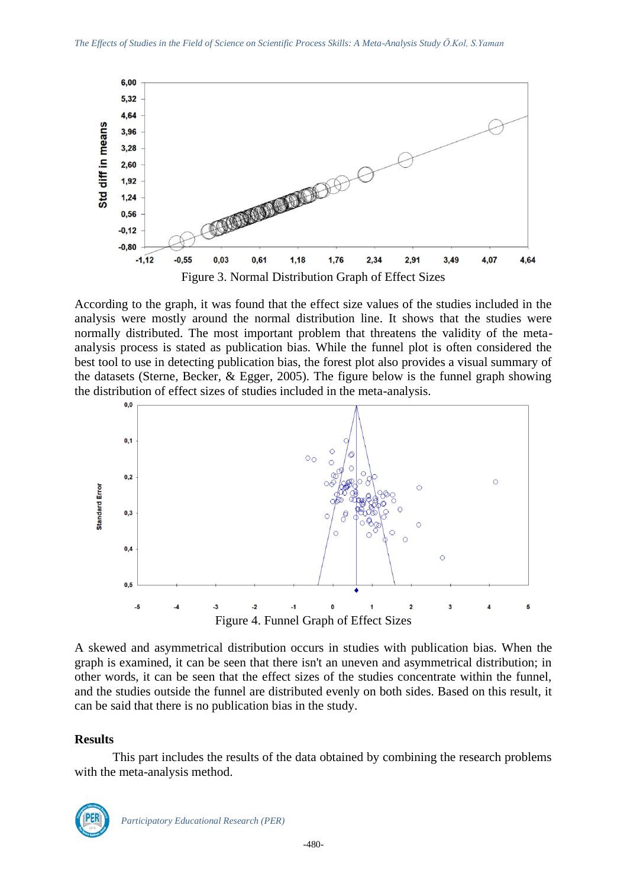Figure 3. Normal Distribution Graph of Effect Sizes

According to the graph, it was found that the effect size values of the studies included in the analysis were mostly around the normal distribution line. It shows that the studies were normally distributed. The most important problem that threatens the validity of the meta-analysis process is stated as publication bias. While the funnel plot is often considered the best tool to use in detecting publication bias, the forest plot also provides a visual summary of the datasets (Sterne, Becker, & Egger, 2005). The figure below is the funnel graph showing the distribution of effect sizes of studies included in the meta-analysis.

Figure 4. Funnel Graph of Effect Sizes

A skewed and asymmetrical distribution occurs in studies with publication bias. When the graph is examined, it can be seen that there isn't an uneven and asymmetrical distribution; in other words, it can be seen that the effect sizes of the studies concentrate within the funnel, and the studies outside the funnel are distributed evenly on both sides. Based on this result, it can be said that there is no publication bias in the study.

## Results

This part includes the results of the data obtained by combining the research problems with the meta-analysis method.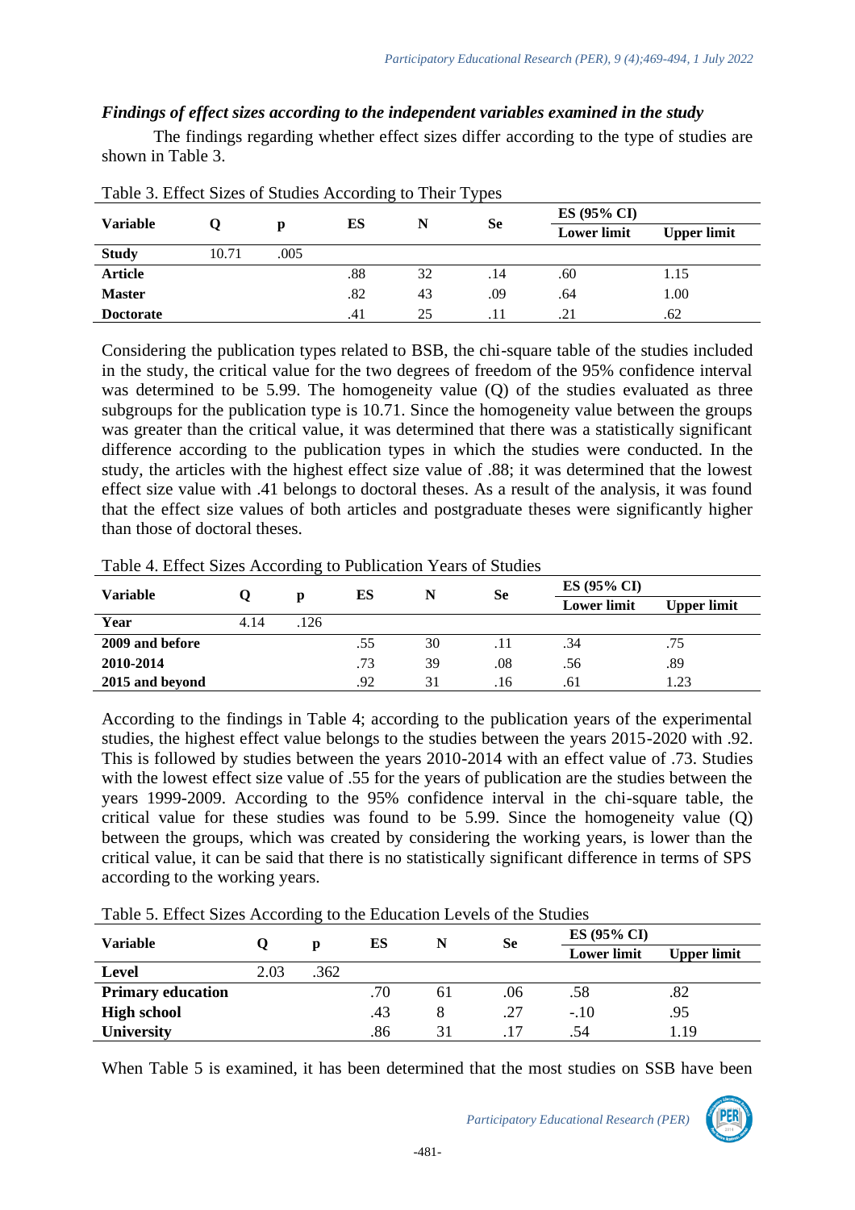### *Findings of effect sizes according to the independent variables examined in the study*

The findings regarding whether effect sizes differ according to the type of studies are shown in Table 3.

Table 3. Effect Sizes of Studies According to Their Types

| Variable | Q | p | ES | N | Se | ES (95% CI) | |
|---|---|---|---|---|---|---|---|
| | | | | | | Lower limit | Upper limit |
| **Study** | 10.71 | .005 | | | | | |
| **Article** | | | .88 | 32 | .14 | .60 | 1.15 |
| **Master** | | | .82 | 43 | .09 | .64 | 1.00 |
| **Doctorate** | | | .41 | 25 | .11 | .21 | .62 |

Considering the publication types related to BSB, the chi-square table of the studies included in the study, the critical value for the two degrees of freedom of the 95% confidence interval was determined to be 5.99. The homogeneity value (Q) of the studies evaluated as three subgroups for the publication type is 10.71. Since the homogeneity value between the groups was greater than the critical value, it was determined that there was a statistically significant difference according to the publication types in which the studies were conducted. In the study, the articles with the highest effect size value of .88; it was determined that the lowest effect size value with .41 belongs to doctoral theses. As a result of the analysis, it was found that the effect size values of both articles and postgraduate theses were significantly higher than those of doctoral theses.

Table 4. Effect Sizes According to Publication Years of Studies

| Variable | Q | p | ES | N | Se | ES (95% CI) | |
|---|---|---|---|---|---|---|---|
| | | | | | | Lower limit | Upper limit |
| **Year** | 4.14 | .126 | | | | | |
| **2009 and before** | | | .55 | 30 | .11 | .34 | .75 |
| **2010-2014** | | | .73 | 39 | .08 | .56 | .89 |
| **2015 and beyond** | | | .92 | 31 | .16 | .61 | 1.23 |

According to the findings in Table 4; according to the publication years of the experimental studies, the highest effect value belongs to the studies between the years 2015-2020 with .92. This is followed by studies between the years 2010-2014 with an effect value of .73. Studies with the lowest effect size value of .55 for the years of publication are the studies between the years 1999-2009. According to the 95% confidence interval in the chi-square table, the critical value for these studies was found to be 5.99. Since the homogeneity value (Q) between the groups, which was created by considering the working years, is lower than the critical value, it can be said that there is no statistically significant difference in terms of SPS according to the working years.

Table 5. Effect Sizes According to the Education Levels of the Studies

| Variable | Q | p | ES | N | Se | ES (95% CI) | |
|---|---|---|---|---|---|---|---|
| | | | | | | Lower limit | Upper limit |
| **Level** | 2.03 | .362 | | | | | |
| **Primary education** | | | .70 | 61 | .06 | .58 | .82 |
| **High school** | | | .43 | 8 | .27 | -.10 | .95 |
| **University** | | | .86 | 31 | .17 | .54 | 1.19 |

When Table 5 is examined, it has been determined that the most studies on SSB have been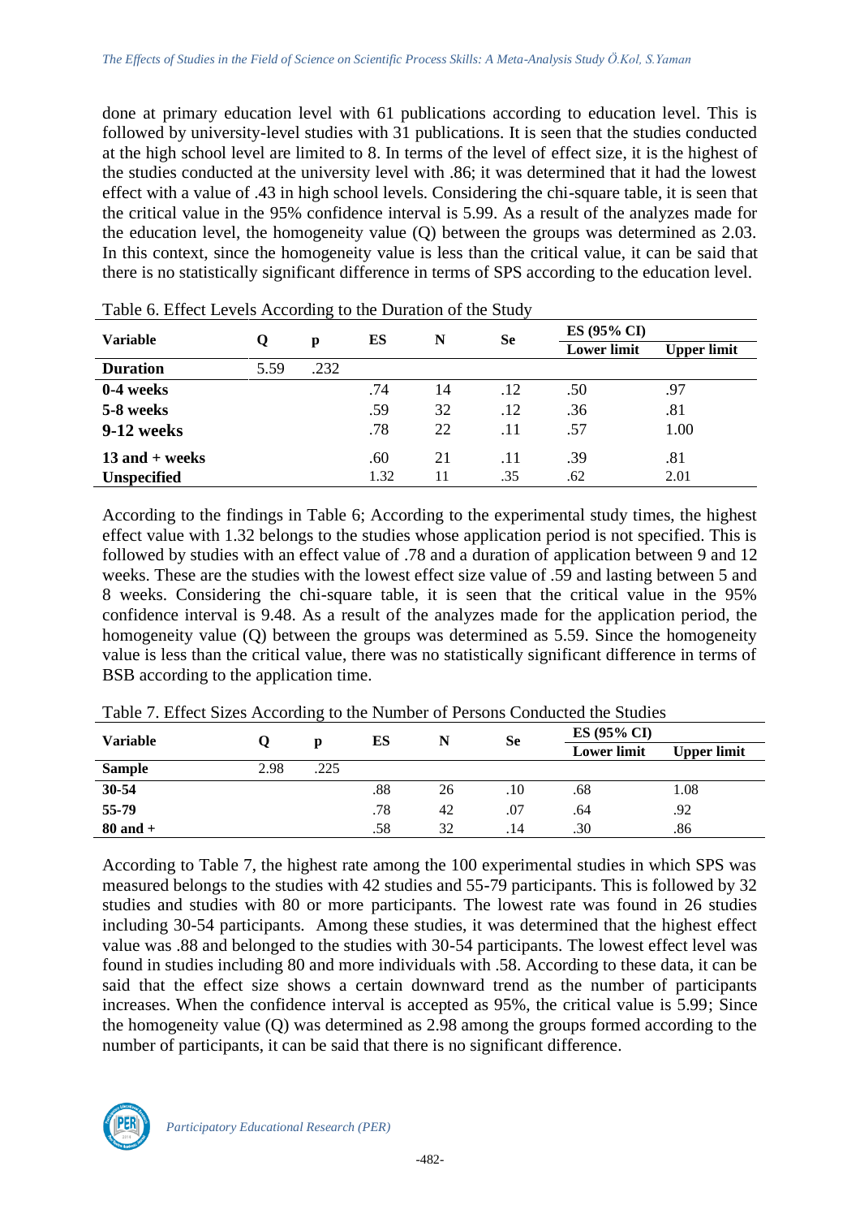done at primary education level with 61 publications according to education level. This is followed by university-level studies with 31 publications. It is seen that the studies conducted at the high school level are limited to 8. In terms of the level of effect size, it is the highest of the studies conducted at the university level with .86; it was determined that it had the lowest effect with a value of .43 in high school levels. Considering the chi-square table, it is seen that the critical value in the 95% confidence interval is 5.99. As a result of the analyzes made for the education level, the homogeneity value (Q) between the groups was determined as 2.03. In this context, since the homogeneity value is less than the critical value, it can be said that there is no statistically significant difference in terms of SPS according to the education level.

Table 6. Effect Levels According to the Duration of the Study

| Variable | Q | p | ES | N | Se | ES (95% CI) | |
|---|---|---|---|---|---|---|---|
| | | | | | | Lower limit | Upper limit |
| **Duration** | 5.59 | .232 | | | | | |
| **0-4 weeks** | | | .74 | 14 | .12 | .50 | .97 |
| **5-8 weeks** | | | .59 | 32 | .12 | .36 | .81 |
| **9-12 weeks** | | | .78 | 22 | .11 | .57 | 1.00 |
| **13 and + weeks** | | | .60 | 21 | .11 | .39 | .81 |
| **Unspecified** | | | 1.32 | 11 | .35 | .62 | 2.01 |

According to the findings in Table 6; According to the experimental study times, the highest effect value with 1.32 belongs to the studies whose application period is not specified. This is followed by studies with an effect value of .78 and a duration of application between 9 and 12 weeks. These are the studies with the lowest effect size value of .59 and lasting between 5 and 8 weeks. Considering the chi-square table, it is seen that the critical value in the 95% confidence interval is 9.48. As a result of the analyzes made for the application period, the homogeneity value (Q) between the groups was determined as 5.59. Since the homogeneity value is less than the critical value, there was no statistically significant difference in terms of BSB according to the application time.

Table 7. Effect Sizes According to the Number of Persons Conducted the Studies

| Variable | Q | p | ES | N | Se | ES (95% CI) | |
|---|---|---|---|---|---|---|---|
| | | | | | | Lower limit | Upper limit |
| **Sample** | 2.98 | .225 | | | | | |
| **30-54** | | | .88 | 26 | .10 | .68 | 1.08 |
| **55-79** | | | .78 | 42 | .07 | .64 | .92 |
| **80 and +** | | | .58 | 32 | .14 | .30 | .86 |

According to Table 7, the highest rate among the 100 experimental studies in which SPS was measured belongs to the studies with 42 studies and 55-79 participants. This is followed by 32 studies and studies with 80 or more participants. The lowest rate was found in 26 studies including 30-54 participants. Among these studies, it was determined that the highest effect value was .88 and belonged to the studies with 30-54 participants. The lowest effect level was found in studies including 80 and more individuals with .58. According to these data, it can be said that the effect size shows a certain downward trend as the number of participants increases. When the confidence interval is accepted as 95%, the critical value is 5.99; Since the homogeneity value (Q) was determined as 2.98 among the groups formed according to the number of participants, it can be said that there is no significant difference.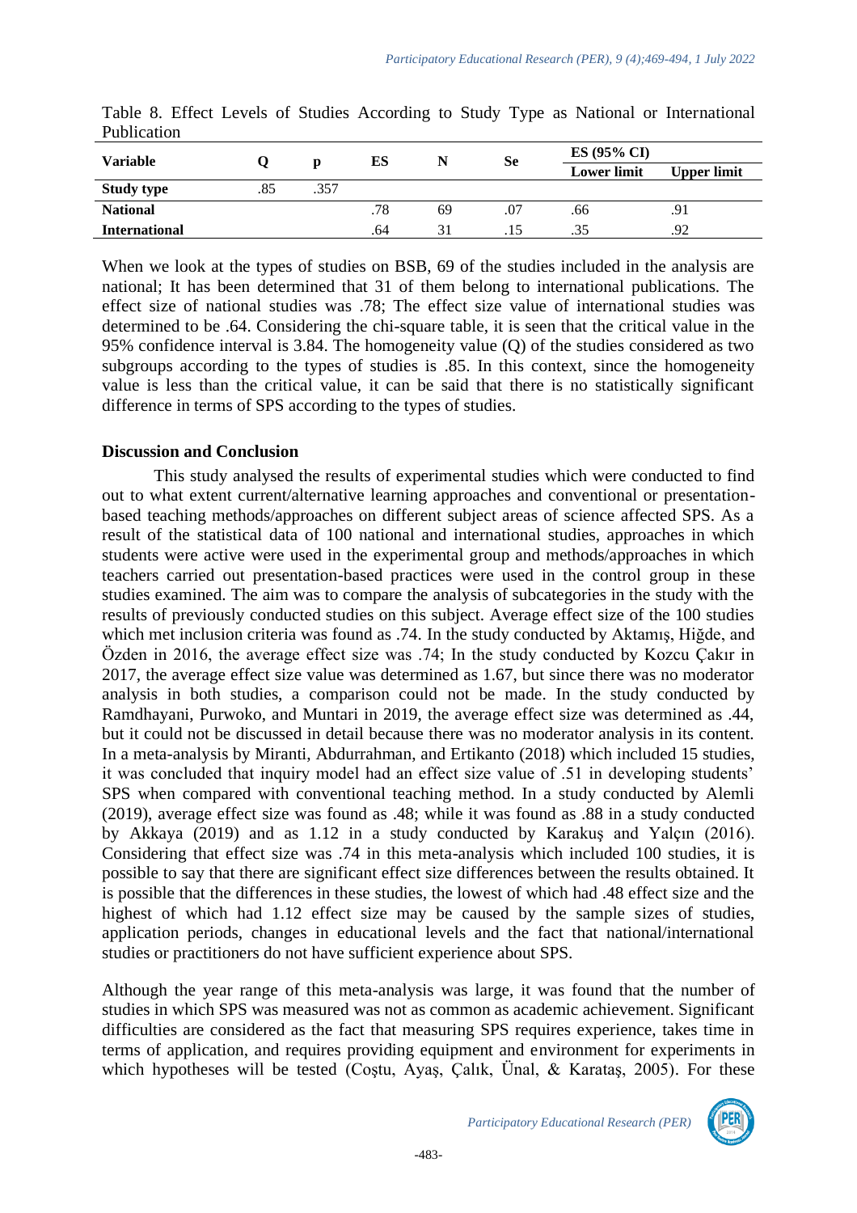Table 8. Effect Levels of Studies According to Study Type as National or International Publication

| Variable | Q | p | ES | N | Se | ES (95% CI) | |
|---|---|---|---|---|---|---|---|
| | | | | | | Lower limit | Upper limit |
| **Study type** | .85 | .357 | | | | | |
| **National** | | | .78 | 69 | .07 | .66 | .91 |
| **International** | | | .64 | 31 | .15 | .35 | .92 |

When we look at the types of studies on BSB, 69 of the studies included in the analysis are national; It has been determined that 31 of them belong to international publications. The effect size of national studies was .78; The effect size value of international studies was determined to be .64. Considering the chi-square table, it is seen that the critical value in the 95% confidence interval is 3.84. The homogeneity value (Q) of the studies considered as two subgroups according to the types of studies is .85. In this context, since the homogeneity value is less than the critical value, it can be said that there is no statistically significant difference in terms of SPS according to the types of studies.

## Discussion and Conclusion

This study analysed the results of experimental studies which were conducted to find out to what extent current/alternative learning approaches and conventional or presentation-based teaching methods/approaches on different subject areas of science affected SPS. As a result of the statistical data of 100 national and international studies, approaches in which students were active were used in the experimental group and methods/approaches in which teachers carried out presentation-based practices were used in the control group in these studies examined. The aim was to compare the analysis of subcategories in the study with the results of previously conducted studies on this subject. Average effect size of the 100 studies which met inclusion criteria was found as .74. In the study conducted by Aktamış, Hiğde, and Özden in 2016, the average effect size was .74; In the study conducted by Kozcu Çakır in 2017, the average effect size value was determined as 1.67, but since there was no moderator analysis in both studies, a comparison could not be made. In the study conducted by Ramdhayani, Purwoko, and Muntari in 2019, the average effect size was determined as .44, but it could not be discussed in detail because there was no moderator analysis in its content. In a meta-analysis by Miranti, Abdurrahman, and Ertikanto (2018) which included 15 studies, it was concluded that inquiry model had an effect size value of .51 in developing students' SPS when compared with conventional teaching method. In a study conducted by Alemli (2019), average effect size was found as .48; while it was found as .88 in a study conducted by Akkaya (2019) and as 1.12 in a study conducted by Karakuş and Yalçın (2016). Considering that effect size was .74 in this meta-analysis which included 100 studies, it is possible to say that there are significant effect size differences between the results obtained. It is possible that the differences in these studies, the lowest of which had .48 effect size and the highest of which had 1.12 effect size may be caused by the sample sizes of studies, application periods, changes in educational levels and the fact that national/international studies or practitioners do not have sufficient experience about SPS.

Although the year range of this meta-analysis was large, it was found that the number of studies in which SPS was measured was not as common as academic achievement. Significant difficulties are considered as the fact that measuring SPS requires experience, takes time in terms of application, and requires providing equipment and environment for experiments in which hypotheses will be tested (Coştu, Ayaş, Çalık, Ünal, & Karataş, 2005). For these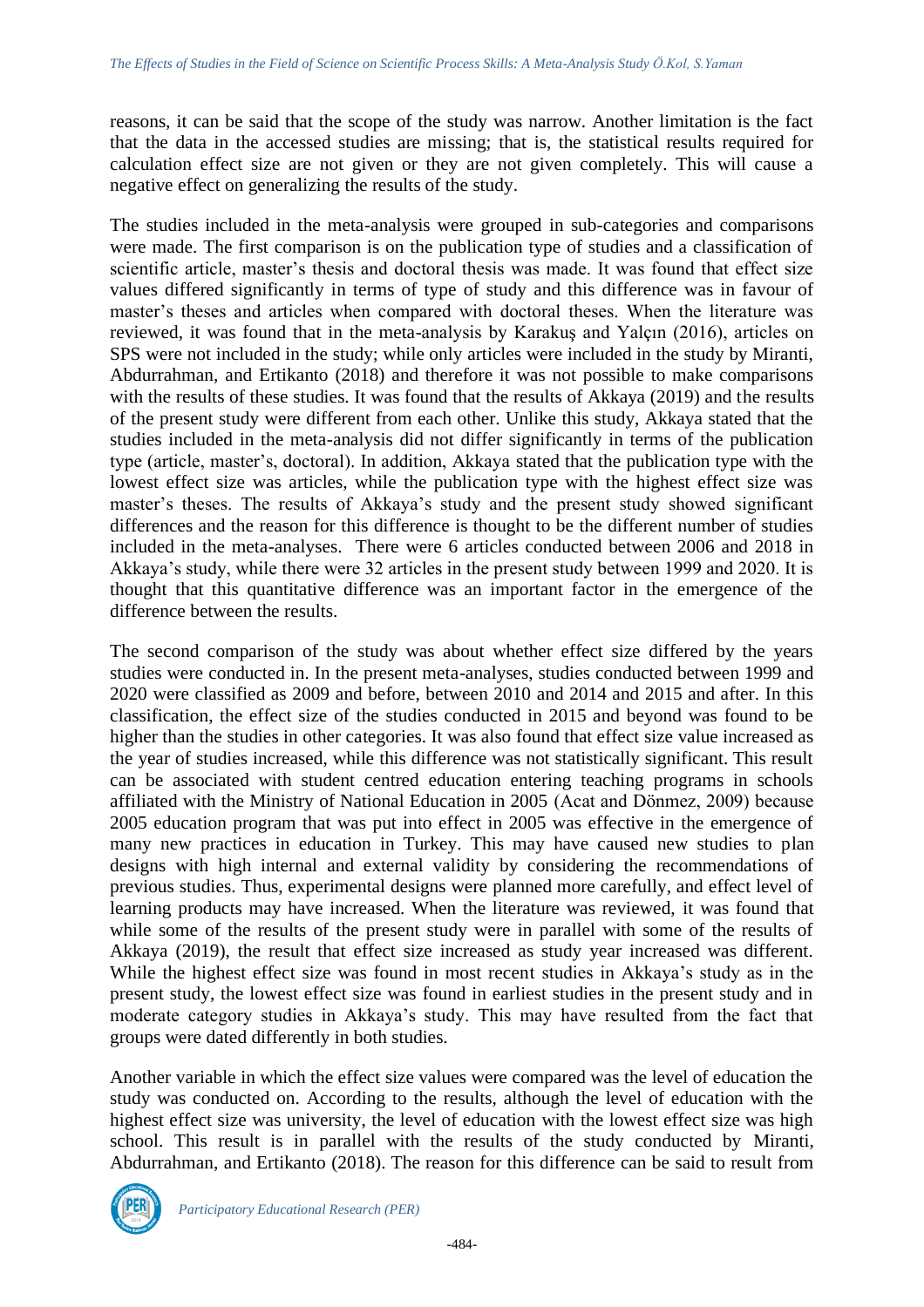reasons, it can be said that the scope of the study was narrow. Another limitation is the fact that the data in the accessed studies are missing; that is, the statistical results required for calculation effect size are not given or they are not given completely. This will cause a negative effect on generalizing the results of the study.

The studies included in the meta-analysis were grouped in sub-categories and comparisons were made. The first comparison is on the publication type of studies and a classification of scientific article, master's thesis and doctoral thesis was made. It was found that effect size values differed significantly in terms of type of study and this difference was in favour of master's theses and articles when compared with doctoral theses. When the literature was reviewed, it was found that in the meta-analysis by Karakuş and Yalçın (2016), articles on SPS were not included in the study; while only articles were included in the study by Miranti, Abdurrahman, and Ertikanto (2018) and therefore it was not possible to make comparisons with the results of these studies. It was found that the results of Akkaya (2019) and the results of the present study were different from each other. Unlike this study, Akkaya stated that the studies included in the meta-analysis did not differ significantly in terms of the publication type (article, master's, doctoral). In addition, Akkaya stated that the publication type with the lowest effect size was articles, while the publication type with the highest effect size was master's theses. The results of Akkaya's study and the present study showed significant differences and the reason for this difference is thought to be the different number of studies included in the meta-analyses. There were 6 articles conducted between 2006 and 2018 in Akkaya's study, while there were 32 articles in the present study between 1999 and 2020. It is thought that this quantitative difference was an important factor in the emergence of the difference between the results.

The second comparison of the study was about whether effect size differed by the years studies were conducted in. In the present meta-analyses, studies conducted between 1999 and 2020 were classified as 2009 and before, between 2010 and 2014 and 2015 and after. In this classification, the effect size of the studies conducted in 2015 and beyond was found to be higher than the studies in other categories. It was also found that effect size value increased as the year of studies increased, while this difference was not statistically significant. This result can be associated with student centred education entering teaching programs in schools affiliated with the Ministry of National Education in 2005 (Acat and Dönmez, 2009) because 2005 education program that was put into effect in 2005 was effective in the emergence of many new practices in education in Turkey. This may have caused new studies to plan designs with high internal and external validity by considering the recommendations of previous studies. Thus, experimental designs were planned more carefully, and effect level of learning products may have increased. When the literature was reviewed, it was found that while some of the results of the present study were in parallel with some of the results of Akkaya (2019), the result that effect size increased as study year increased was different. While the highest effect size was found in most recent studies in Akkaya's study as in the present study, the lowest effect size was found in earliest studies in the present study and in moderate category studies in Akkaya's study. This may have resulted from the fact that groups were dated differently in both studies.

Another variable in which the effect size values were compared was the level of education the study was conducted on. According to the results, although the level of education with the highest effect size was university, the level of education with the lowest effect size was high school. This result is in parallel with the results of the study conducted by Miranti, Abdurrahman, and Ertikanto (2018). The reason for this difference can be said to result from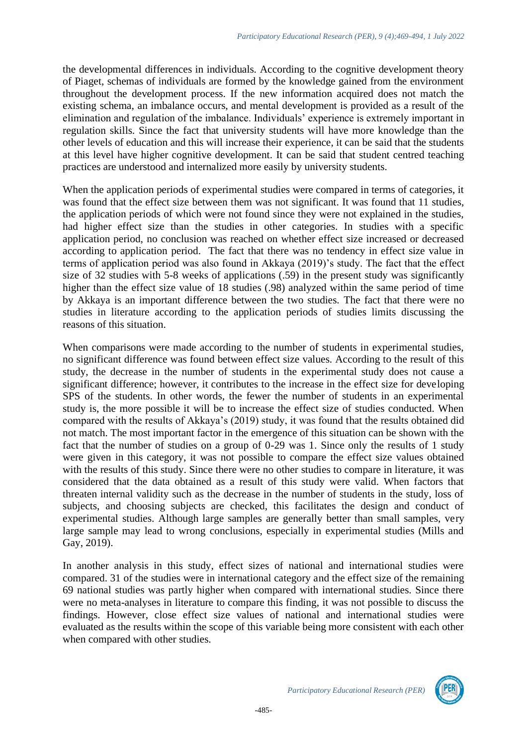the developmental differences in individuals. According to the cognitive development theory of Piaget, schemas of individuals are formed by the knowledge gained from the environment throughout the development process. If the new information acquired does not match the existing schema, an imbalance occurs, and mental development is provided as a result of the elimination and regulation of the imbalance. Individuals' experience is extremely important in regulation skills. Since the fact that university students will have more knowledge than the other levels of education and this will increase their experience, it can be said that the students at this level have higher cognitive development. It can be said that student centred teaching practices are understood and internalized more easily by university students.

When the application periods of experimental studies were compared in terms of categories, it was found that the effect size between them was not significant. It was found that 11 studies, the application periods of which were not found since they were not explained in the studies, had higher effect size than the studies in other categories. In studies with a specific application period, no conclusion was reached on whether effect size increased or decreased according to application period. The fact that there was no tendency in effect size value in terms of application period was also found in Akkaya (2019)'s study. The fact that the effect size of 32 studies with 5-8 weeks of applications (.59) in the present study was significantly higher than the effect size value of 18 studies (.98) analyzed within the same period of time by Akkaya is an important difference between the two studies. The fact that there were no studies in literature according to the application periods of studies limits discussing the reasons of this situation.

When comparisons were made according to the number of students in experimental studies, no significant difference was found between effect size values. According to the result of this study, the decrease in the number of students in the experimental study does not cause a significant difference; however, it contributes to the increase in the effect size for developing SPS of the students. In other words, the fewer the number of students in an experimental study is, the more possible it will be to increase the effect size of studies conducted. When compared with the results of Akkaya's (2019) study, it was found that the results obtained did not match. The most important factor in the emergence of this situation can be shown with the fact that the number of studies on a group of 0-29 was 1. Since only the results of 1 study were given in this category, it was not possible to compare the effect size values obtained with the results of this study. Since there were no other studies to compare in literature, it was considered that the data obtained as a result of this study were valid. When factors that threaten internal validity such as the decrease in the number of students in the study, loss of subjects, and choosing subjects are checked, this facilitates the design and conduct of experimental studies. Although large samples are generally better than small samples, very large sample may lead to wrong conclusions, especially in experimental studies (Mills and Gay, 2019).

In another analysis in this study, effect sizes of national and international studies were compared. 31 of the studies were in international category and the effect size of the remaining 69 national studies was partly higher when compared with international studies. Since there were no meta-analyses in literature to compare this finding, it was not possible to discuss the findings. However, close effect size values of national and international studies were evaluated as the results within the scope of this variable being more consistent with each other when compared with other studies.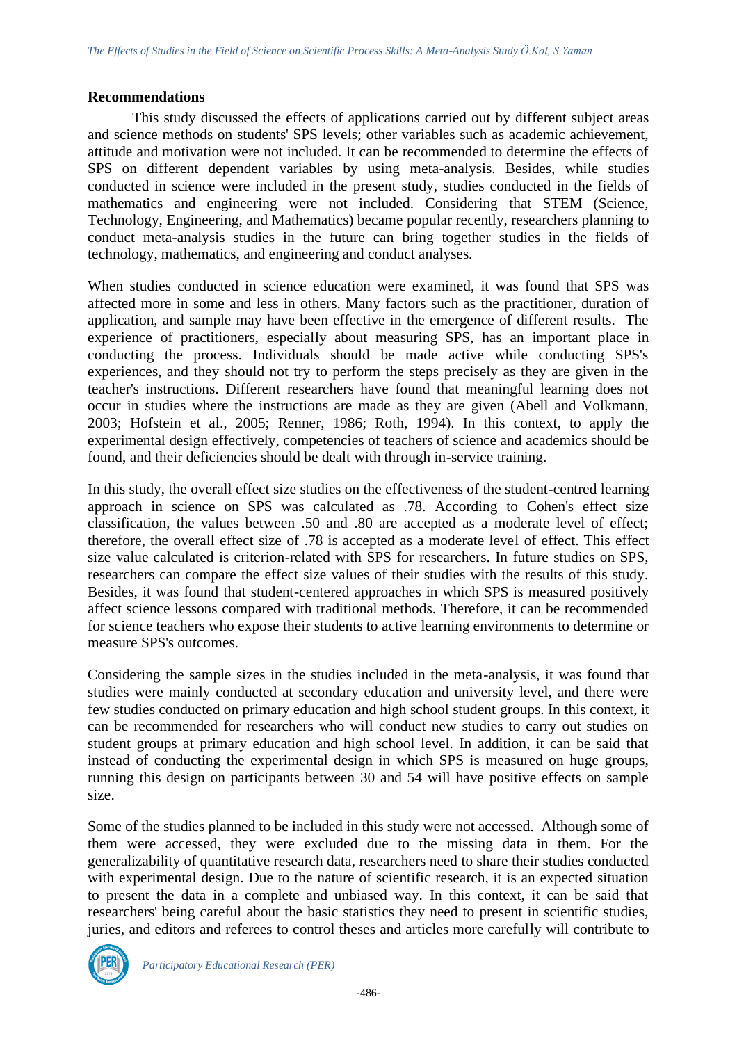## Recommendations

This study discussed the effects of applications carried out by different subject areas and science methods on students' SPS levels; other variables such as academic achievement, attitude and motivation were not included. It can be recommended to determine the effects of SPS on different dependent variables by using meta-analysis. Besides, while studies conducted in science were included in the present study, studies conducted in the fields of mathematics and engineering were not included. Considering that STEM (Science, Technology, Engineering, and Mathematics) became popular recently, researchers planning to conduct meta-analysis studies in the future can bring together studies in the fields of technology, mathematics, and engineering and conduct analyses.

When studies conducted in science education were examined, it was found that SPS was affected more in some and less in others. Many factors such as the practitioner, duration of application, and sample may have been effective in the emergence of different results. The experience of practitioners, especially about measuring SPS, has an important place in conducting the process. Individuals should be made active while conducting SPS's experiences, and they should not try to perform the steps precisely as they are given in the teacher's instructions. Different researchers have found that meaningful learning does not occur in studies where the instructions are made as they are given (Abell and Volkmann, 2003; Hofstein et al., 2005; Renner, 1986; Roth, 1994). In this context, to apply the experimental design effectively, competencies of teachers of science and academics should be found, and their deficiencies should be dealt with through in-service training.

In this study, the overall effect size studies on the effectiveness of the student-centred learning approach in science on SPS was calculated as .78. According to Cohen's effect size classification, the values between .50 and .80 are accepted as a moderate level of effect; therefore, the overall effect size of .78 is accepted as a moderate level of effect. This effect size value calculated is criterion-related with SPS for researchers. In future studies on SPS, researchers can compare the effect size values of their studies with the results of this study. Besides, it was found that student-centered approaches in which SPS is measured positively affect science lessons compared with traditional methods. Therefore, it can be recommended for science teachers who expose their students to active learning environments to determine or measure SPS's outcomes.

Considering the sample sizes in the studies included in the meta-analysis, it was found that studies were mainly conducted at secondary education and university level, and there were few studies conducted on primary education and high school student groups. In this context, it can be recommended for researchers who will conduct new studies to carry out studies on student groups at primary education and high school level. In addition, it can be said that instead of conducting the experimental design in which SPS is measured on huge groups, running this design on participants between 30 and 54 will have positive effects on sample size.

Some of the studies planned to be included in this study were not accessed. Although some of them were accessed, they were excluded due to the missing data in them. For the generalizability of quantitative research data, researchers need to share their studies conducted with experimental design. Due to the nature of scientific research, it is an expected situation to present the data in a complete and unbiased way. In this context, it can be said that researchers' being careful about the basic statistics they need to present in scientific studies, juries, and editors and referees to control theses and articles more carefully will contribute to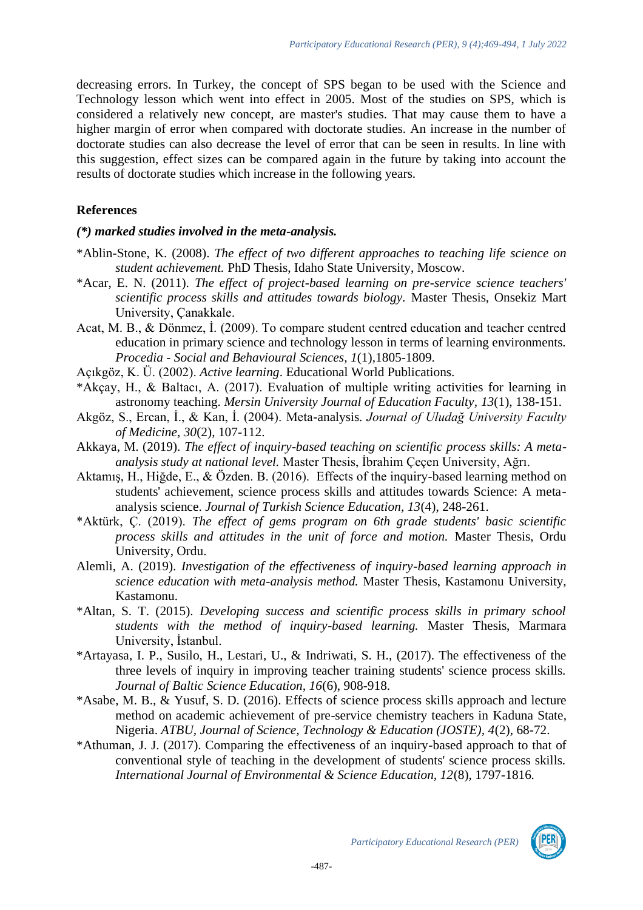decreasing errors. In Turkey, the concept of SPS began to be used with the Science and Technology lesson which went into effect in 2005. Most of the studies on SPS, which is considered a relatively new concept, are master's studies. That may cause them to have a higher margin of error when compared with doctorate studies. An increase in the number of doctorate studies can also decrease the level of error that can be seen in results. In line with this suggestion, effect sizes can be compared again in the future by taking into account the results of doctorate studies which increase in the following years.

## References

***(\*) marked studies involved in the meta-analysis.***

*Ablin-Stone, K. (2008). *The effect of two different approaches to teaching life science on student achievement.* PhD Thesis, Idaho State University, Moscow.

*Acar, E. N. (2011). *The effect of project-based learning on pre-service science teachers' scientific process skills and attitudes towards biology*. Master Thesis, Onsekiz Mart University, Çanakkale.

Acat, M. B., & Dönmez, İ. (2009). To compare student centred education and teacher centred education in primary science and technology lesson in terms of learning environments. *Procedia - Social and Behavioural Sciences, 1*(1),1805-1809.

Açıkgöz, K. Ü. (2002). *Active learning*. Educational World Publications.

*Akçay, H., & Baltacı, A. (2017). Evaluation of multiple writing activities for learning in astronomy teaching. *Mersin University Journal of Education Faculty, 13*(1), 138-151.

Akgöz, S., Ercan, İ., & Kan, İ. (2004). Meta-analysis. *Journal of Uludağ University Faculty of Medicine, 30*(2), 107-112.

Akkaya, M. (2019). *The effect of inquiry-based teaching on scientific process skills: A meta-analysis study at national level.* Master Thesis, İbrahim Çeçen University, Ağrı.

Aktamış, H., Hiğde, E., & Özden. B. (2016). Effects of the inquiry-based learning method on students' achievement, science process skills and attitudes towards Science: A meta-analysis science. *Journal of Turkish Science Education, 13*(4), 248-261.

*Aktürk, Ç. (2019). *The effect of gems program on 6th grade students' basic scientific process skills and attitudes in the unit of force and motion.* Master Thesis, Ordu University, Ordu.

Alemli, A. (2019). *Investigation of the effectiveness of inquiry-based learning approach in science education with meta-analysis method.* Master Thesis, Kastamonu University, Kastamonu.

*Altan, S. T. (2015). *Developing success and scientific process skills in primary school students with the method of inquiry-based learning.* Master Thesis, Marmara University, İstanbul.

*Artayasa, I. P., Susilo, H., Lestari, U., & Indriwati, S. H., (2017). The effectiveness of the three levels of inquiry in improving teacher training students' science process skills. *Journal of Baltic Science Education, 16*(6), 908-918.

*Asabe, M. B., & Yusuf, S. D. (2016). Effects of science process skills approach and lecture method on academic achievement of pre-service chemistry teachers in Kaduna State, Nigeria. *ATBU, Journal of Science, Technology & Education (JOSTE), 4*(2), 68-72.

*Athuman, J. J. (2017). Comparing the effectiveness of an inquiry-based approach to that of conventional style of teaching in the development of students' science process skills. *International Journal of Environmental & Science Education, 12*(8), 1797-1816.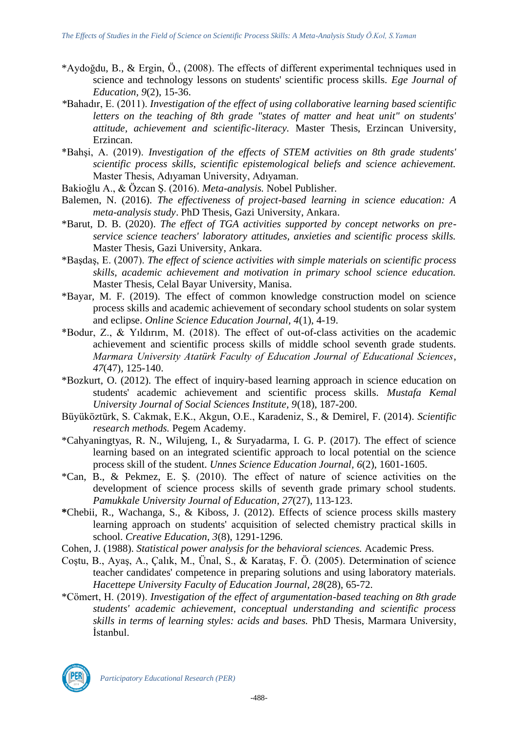*Aydoğdu, B., & Ergin, Ö., (2008). The effects of different experimental techniques used in science and technology lessons on students' scientific process skills. *Ege Journal of Education, 9*(2), 15-36.

*Bahadır, E. (2011). *Investigation of the effect of using collaborative learning based scientific letters on the teaching of 8th grade "states of matter and heat unit" on students' attitude, achievement and scientific-literacy.* Master Thesis, Erzincan University, Erzincan.

*Bahşi, A. (2019). *Investigation of the effects of STEM activities on 8th grade students' scientific process skills, scientific epistemological beliefs and science achievement.* Master Thesis, Adıyaman University, Adıyaman.

Bakioğlu A., & Özcan Ş. (2016). *Meta-analysis.* Nobel Publisher.

Balemen, N. (2016). *The effectiveness of project-based learning in science education: A meta-analysis study*. PhD Thesis, Gazi University, Ankara.

*Barut, D. B. (2020). *The effect of TGA activities supported by concept networks on pre-service science teachers' laboratory attitudes, anxieties and scientific process skills.* Master Thesis, Gazi University, Ankara.

*Başdaş, E. (2007). *The effect of science activities with simple materials on scientific process skills, academic achievement and motivation in primary school science education.* Master Thesis, Celal Bayar University, Manisa.

*Bayar, M. F. (2019). The effect of common knowledge construction model on science process skills and academic achievement of secondary school students on solar system and eclipse. *Online Science Education Journal, 4*(1), 4-19.

*Bodur, Z., & Yıldırım, M. (2018). The effect of out-of-class activities on the academic achievement and scientific process skills of middle school seventh grade students. *Marmara University Atatürk Faculty of Education Journal of Educational Sciences*, *47*(47), 125-140.

*Bozkurt, O. (2012). The effect of inquiry-based learning approach in science education on students' academic achievement and scientific process skills. *Mustafa Kemal University Journal of Social Sciences Institute, 9*(18), 187-200.

Büyüköztürk, S. Cakmak, E.K., Akgun, O.E., Karadeniz, S., & Demirel, F. (2014). *Scientific research methods.* Pegem Academy.

*Cahyaningtyas, R. N., Wilujeng, I., & Suryadarma, I. G. P. (2017). The effect of science learning based on an integrated scientific approach to local potential on the science process skill of the student. *Unnes Science Education Journal, 6*(2), 1601-1605.

*Can, B., & Pekmez, E. Ş. (2010). The effect of nature of science activities on the development of science process skills of seventh grade primary school students. *Pamukkale University Journal of Education, 27*(27), 113-123.

**\***Chebii, R., Wachanga, S., & Kiboss, J. (2012). Effects of science process skills mastery learning approach on students' acquisition of selected chemistry practical skills in school. *Creative Education, 3*(8), 1291-1296.

Cohen, J. (1988). *Statistical power analysis for the behavioral sciences.* Academic Press.

Coştu, B., Ayaş, A., Çalık, M., Ünal, S., & Karataş, F. Ö. (2005). Determination of science teacher candidates' competence in preparing solutions and using laboratory materials. *Hacettepe University Faculty of Education Journal, 28*(28), 65-72.

*Cömert, H. (2019). *Investigation of the effect of argumentation-based teaching on 8th grade students' academic achievement, conceptual understanding and scientific process skills in terms of learning styles: acids and bases.* PhD Thesis, Marmara University, İstanbul.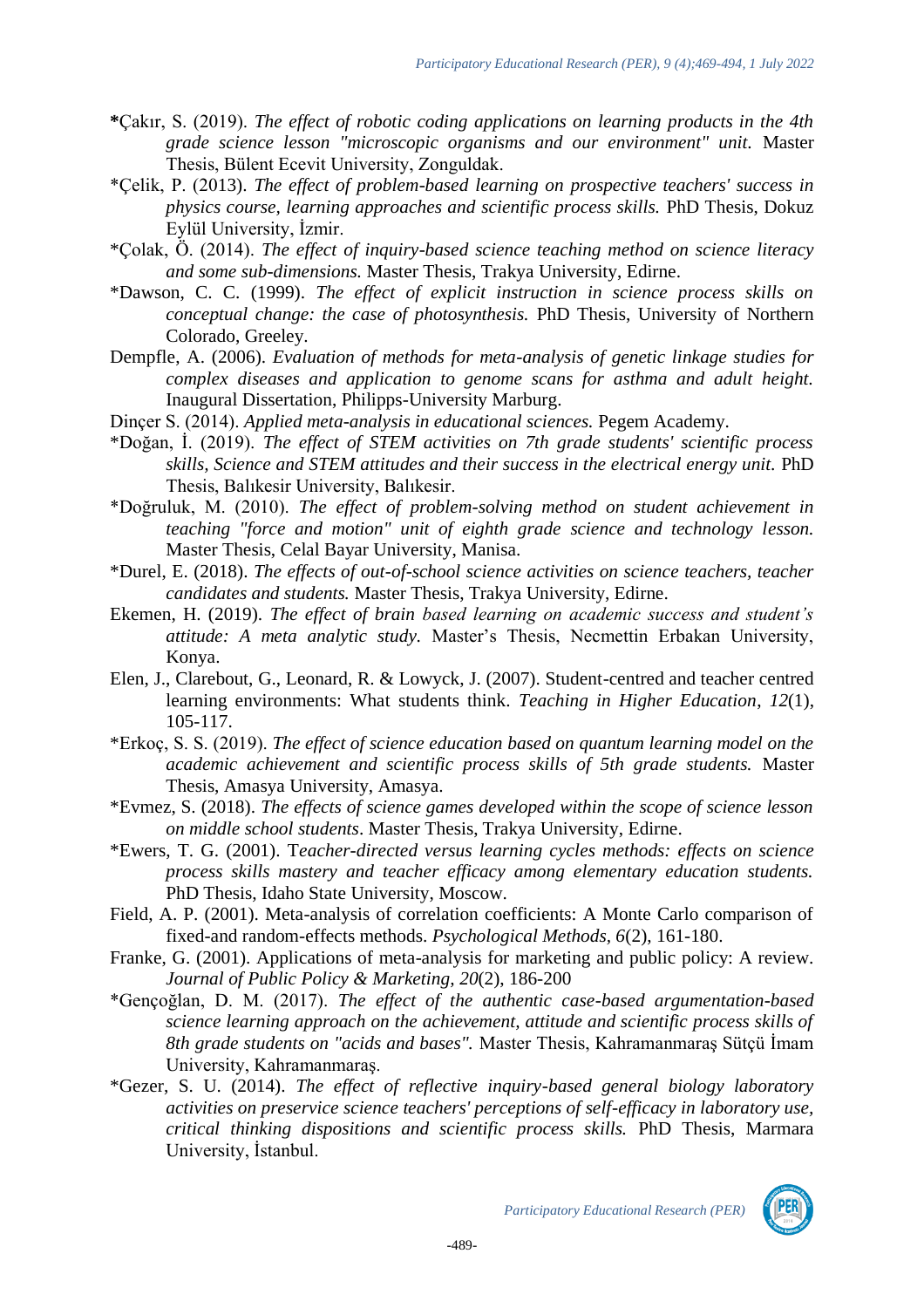*Çakır, S. (2019). *The effect of robotic coding applications on learning products in the 4th grade science lesson "microscopic organisms and our environment" unit.* Master Thesis, Bülent Ecevit University, Zonguldak.

*Çelik, P. (2013). *The effect of problem-based learning on prospective teachers' success in physics course, learning approaches and scientific process skills.* PhD Thesis, Dokuz Eylül University, İzmir.

*Çolak, Ö. (2014). *The effect of inquiry-based science teaching method on science literacy and some sub-dimensions.* Master Thesis, Trakya University, Edirne.

*Dawson, C. C. (1999). *The effect of explicit instruction in science process skills on conceptual change: the case of photosynthesis.* PhD Thesis, University of Northern Colorado, Greeley.

Dempfle, A. (2006). *Evaluation of methods for meta-analysis of genetic linkage studies for complex diseases and application to genome scans for asthma and adult height.* Inaugural Dissertation, Philipps-University Marburg.

Dinçer S. (2014). *Applied meta-analysis in educational sciences.* Pegem Academy.

*Doğan, İ. (2019). *The effect of STEM activities on 7th grade students' scientific process skills, Science and STEM attitudes and their success in the electrical energy unit.* PhD Thesis, Balıkesir University, Balıkesir.

*Doğruluk, M. (2010). *The effect of problem-solving method on student achievement in teaching "force and motion" unit of eighth grade science and technology lesson.* Master Thesis, Celal Bayar University, Manisa.

*Durel, E. (2018). *The effects of out-of-school science activities on science teachers, teacher candidates and students.* Master Thesis, Trakya University, Edirne.

Ekemen, H. (2019). *The effect of brain based learning on academic success and student's attitude: A meta analytic study.* Master's Thesis, Necmettin Erbakan University, Konya.

Elen, J., Clarebout, G., Leonard, R. & Lowyck, J. (2007). Student-centred and teacher centred learning environments: What students think. *Teaching in Higher Education*, *12*(1), 105-117.

*Erkoç, S. S. (2019). *The effect of science education based on quantum learning model on the academic achievement and scientific process skills of 5th grade students.* Master Thesis, Amasya University, Amasya.

*Evmez, S. (2018). *The effects of science games developed within the scope of science lesson on middle school students*. Master Thesis, Trakya University, Edirne.

*Ewers, T. G. (2001). T*eacher-directed versus learning cycles methods: effects on science process skills mastery and teacher efficacy among elementary education students.* PhD Thesis, Idaho State University, Moscow.

Field, A. P. (2001). Meta-analysis of correlation coefficients: A Monte Carlo comparison of fixed-and random-effects methods. *Psychological Methods*, *6*(2), 161-180.

Franke, G. (2001). Applications of meta-analysis for marketing and public policy: A review. *Journal of Public Policy & Marketing*, *20*(2), 186-200

*Gençoğlan, D. M. (2017). *The effect of the authentic case-based argumentation-based science learning approach on the achievement, attitude and scientific process skills of 8th grade students on "acids and bases".* Master Thesis, Kahramanmaraş Sütçü İmam University, Kahramanmaraş.

*Gezer, S. U. (2014). *The effect of reflective inquiry-based general biology laboratory activities on preservice science teachers' perceptions of self-efficacy in laboratory use, critical thinking dispositions and scientific process skills.* PhD Thesis, Marmara University, İstanbul.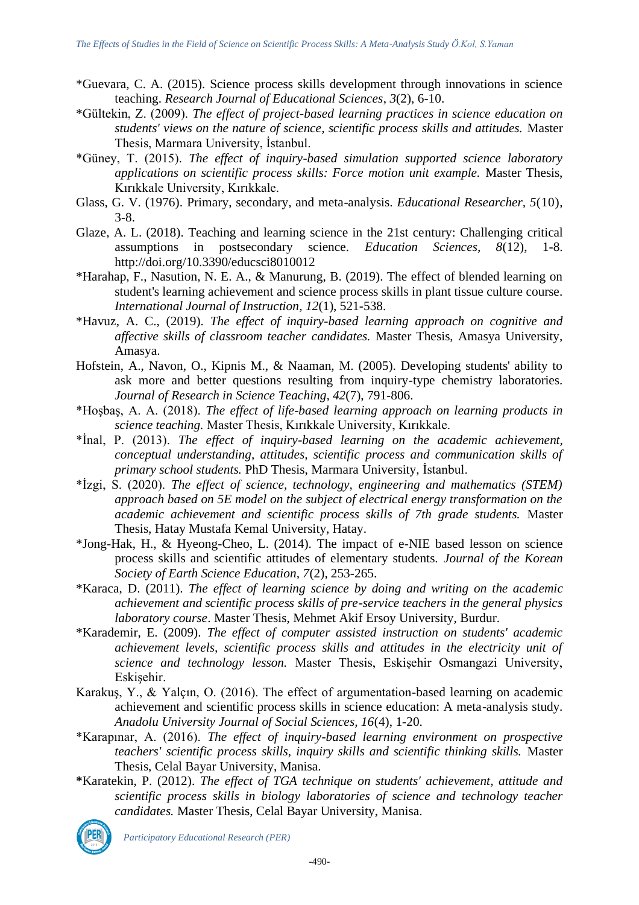*Guevara, C. A. (2015). Science process skills development through innovations in science teaching. *Research Journal of Educational Sciences*, *3*(2), 6-10.

*Gültekin, Z. (2009). *The effect of project-based learning practices in science education on students' views on the nature of science, scientific process skills and attitudes.* Master Thesis, Marmara University, İstanbul.

*Güney, T. (2015). *The effect of inquiry-based simulation supported science laboratory applications on scientific process skills: Force motion unit example.* Master Thesis, Kırıkkale University, Kırıkkale.

Glass, G. V. (1976). Primary, secondary, and meta-analysis. *Educational Researcher*, *5*(10), 3-8.

Glaze, A. L. (2018). Teaching and learning science in the 21st century: Challenging critical assumptions in postsecondary science. *Education Sciences*, *8*(12), 1-8. http://doi.org/10.3390/educsci8010012

*Harahap, F., Nasution, N. E. A., & Manurung, B. (2019). The effect of blended learning on student's learning achievement and science process skills in plant tissue culture course. *International Journal of Instruction*, *12*(1), 521-538.

*Havuz, A. C., (2019). *The effect of inquiry-based learning approach on cognitive and affective skills of classroom teacher candidates.* Master Thesis, Amasya University, Amasya.

Hofstein, A., Navon, O., Kipnis M., & Naaman, M. (2005). Developing students' ability to ask more and better questions resulting from inquiry-type chemistry laboratories. *Journal of Research in Science Teaching*, *42*(7), 791-806.

*Hoşbaş, A. A. (2018). *The effect of life-based learning approach on learning products in science teaching.* Master Thesis, Kırıkkale University, Kırıkkale.

*İnal, P. (2013). *The effect of inquiry-based learning on the academic achievement, conceptual understanding, attitudes, scientific process and communication skills of primary school students.* PhD Thesis, Marmara University, İstanbul.

*İzgi, S. (2020). *The effect of science, technology, engineering and mathematics (STEM) approach based on 5E model on the subject of electrical energy transformation on the academic achievement and scientific process skills of 7th grade students.* Master Thesis, Hatay Mustafa Kemal University, Hatay.

*Jong-Hak, H., & Hyeong-Cheo, L. (2014). The impact of e-NIE based lesson on science process skills and scientific attitudes of elementary students. *Journal of the Korean Society of Earth Science Education*, *7*(2), 253-265.

*Karaca, D. (2011). *The effect of learning science by doing and writing on the academic achievement and scientific process skills of pre-service teachers in the general physics laboratory course*. Master Thesis, Mehmet Akif Ersoy University, Burdur.

*Karademir, E. (2009). *The effect of computer assisted instruction on students' academic achievement levels, scientific process skills and attitudes in the electricity unit of science and technology lesson.* Master Thesis, Eskişehir Osmangazi University, Eskişehir.

Karakuş, Y., & Yalçın, O. (2016). The effect of argumentation-based learning on academic achievement and scientific process skills in science education: A meta-analysis study. *Anadolu University Journal of Social Sciences*, *16*(4), 1-20.

*Karapınar, A. (2016). *The effect of inquiry-based learning environment on prospective teachers' scientific process skills, inquiry skills and scientific thinking skills.* Master Thesis, Celal Bayar University, Manisa.

*Karatekin, P. (2012). *The effect of TGA technique on students' achievement, attitude and scientific process skills in biology laboratories of science and technology teacher candidates.* Master Thesis, Celal Bayar University, Manisa.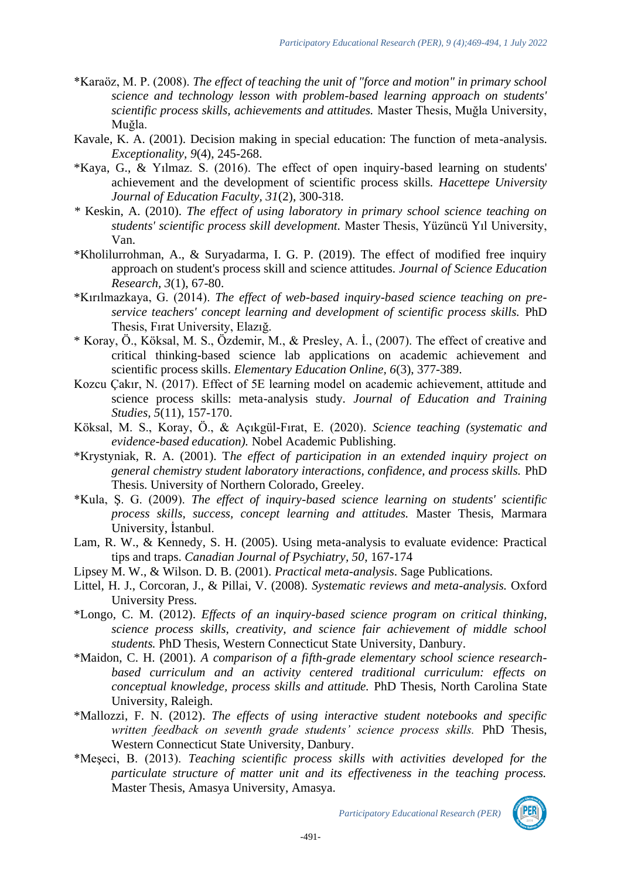*Karaöz, M. P. (2008). *The effect of teaching the unit of "force and motion" in primary school science and technology lesson with problem-based learning approach on students' scientific process skills, achievements and attitudes.* Master Thesis, Muğla University, Muğla.

Kavale, K. A. (2001). Decision making in special education: The function of meta-analysis. *Exceptionality, 9*(4), 245-268.

*Kaya, G., & Yılmaz. S. (2016). The effect of open inquiry-based learning on students' achievement and the development of scientific process skills. *Hacettepe University Journal of Education Faculty, 31*(2), 300-318.

* Keskin, A. (2010). *The effect of using laboratory in primary school science teaching on students' scientific process skill development.* Master Thesis, Yüzüncü Yıl University, Van.

*Kholilurrohman, A., & Suryadarma, I. G. P. (2019). The effect of modified free inquiry approach on student's process skill and science attitudes. *Journal of Science Education Research, 3*(1), 67-80.

*Kırılmazkaya, G. (2014). *The effect of web-based inquiry-based science teaching on pre-service teachers' concept learning and development of scientific process skills.* PhD Thesis, Fırat University, Elazığ.

* Koray, Ö., Köksal, M. S., Özdemir, M., & Presley, A. İ., (2007). The effect of creative and critical thinking-based science lab applications on academic achievement and scientific process skills. *Elementary Education Online, 6*(3), 377-389.

Kozcu Çakır, N. (2017). Effect of 5E learning model on academic achievement, attitude and science process skills: meta-analysis study. *Journal of Education and Training Studies, 5*(11), 157-170.

Köksal, M. S., Koray, Ö., & Açıkgül-Fırat, E. (2020). *Science teaching (systematic and evidence-based education).* Nobel Academic Publishing.

*Krystyniak, R. A. (2001). T*he effect of participation in an extended inquiry project on general chemistry student laboratory interactions, confidence, and process skills.* PhD Thesis. University of Northern Colorado, Greeley.

*Kula, Ş. G. (2009). *The effect of inquiry-based science learning on students' scientific process skills, success, concept learning and attitudes.* Master Thesis, Marmara University, İstanbul.

Lam, R. W., & Kennedy, S. H. (2005). Using meta-analysis to evaluate evidence: Practical tips and traps. *Canadian Journal of Psychiatry, 50*, 167-174

Lipsey M. W., & Wilson. D. B. (2001). *Practical meta-analysis*. Sage Publications.

Littel, H. J., Corcoran, J., & Pillai, V. (2008). *Systematic reviews and meta-analysis.* Oxford University Press.

*Longo, C. M. (2012). *Effects of an inquiry-based science program on critical thinking, science process skills, creativity, and science fair achievement of middle school students.* PhD Thesis, Western Connecticut State University, Danbury.

*Maidon, C. H. (2001). *A comparison of a fifth-grade elementary school science research-based curriculum and an activity centered traditional curriculum: effects on conceptual knowledge, process skills and attitude.* PhD Thesis, North Carolina State University, Raleigh.

*Mallozzi, F. N. (2012). *The effects of using interactive student notebooks and specific written feedback on seventh grade students' science process skills.* PhD Thesis, Western Connecticut State University, Danbury.

*Meşeci, B. (2013). *Teaching scientific process skills with activities developed for the particulate structure of matter unit and its effectiveness in the teaching process.* Master Thesis, Amasya University, Amasya.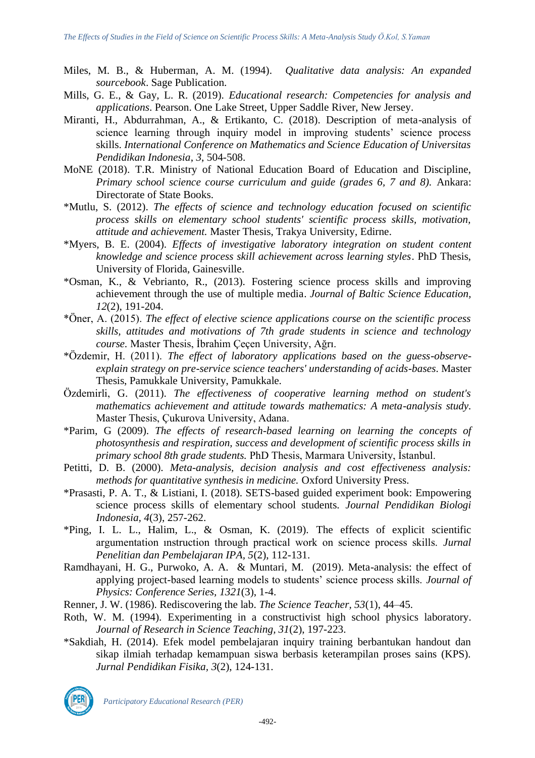Miles, M. B., & Huberman, A. M. (1994). *Qualitative data analysis: An expanded sourcebook*. Sage Publication.

Mills, G. E., & Gay, L. R. (2019). *Educational research: Competencies for analysis and applications*. Pearson. One Lake Street, Upper Saddle River, New Jersey.

Miranti, H., Abdurrahman, A., & Ertikanto, C. (2018). Description of meta-analysis of science learning through inquiry model in improving students' science process skills. *International Conference on Mathematics and Science Education of Universitas Pendidikan Indonesia*, *3*, 504-508.

MoNE (2018). T.R. Ministry of National Education Board of Education and Discipline, *Primary school science course curriculum and guide (grades 6, 7 and 8).* Ankara: Directorate of State Books.

*Mutlu, S. (2012). *The effects of science and technology education focused on scientific process skills on elementary school students' scientific process skills, motivation, attitude and achievement.* Master Thesis, Trakya University, Edirne.

*Myers, B. E. (2004). *Effects of investigative laboratory integration on student content knowledge and science process skill achievement across learning styles*. PhD Thesis, University of Florida, Gainesville.

*Osman, K., & Vebrianto, R., (2013). Fostering science process skills and improving achievement through the use of multiple media. *Journal of Baltic Science Education, 12*(2), 191-204.

*Öner, A. (2015). *The effect of elective science applications course on the scientific process skills, attitudes and motivations of 7th grade students in science and technology course.* Master Thesis, İbrahim Çeçen University, Ağrı.

*Özdemir, H. (2011). *The effect of laboratory applications based on the guess-observe-explain strategy on pre-service science teachers' understanding of acids-bases*. Master Thesis, Pamukkale University, Pamukkale.

Özdemirli, G. (2011). *The effectiveness of cooperative learning method on student's mathematics achievement and attitude towards mathematics: A meta-analysis study.* Master Thesis, Çukurova University, Adana.

*Parim, G (2009). *The effects of research-based learning on learning the concepts of photosynthesis and respiration, success and development of scientific process skills in primary school 8th grade students.* PhD Thesis, Marmara University, İstanbul.

Petitti, D. B. (2000). *Meta-analysis, decision analysis and cost effectiveness analysis: methods for quantitative synthesis in medicine.* Oxford University Press.

*Prasasti, P. A. T., & Listiani, I. (2018). SETS-based guided experiment book: Empowering science process skills of elementary school students. *Journal Pendidikan Biologi Indonesia, 4*(3), 257-262.

*Ping, I. L. L., Halim, L., & Osman, K. (2019). The effects of explicit scientific argumentation ınstruction through practical work on science process skills. *Jurnal Penelitian dan Pembelajaran IPA, 5*(2), 112-131.

Ramdhayani, H. G., Purwoko, A. A. & Muntari, M. (2019). Meta-analysis: the effect of applying project-based learning models to students' science process skills. *Journal of Physics: Conference Series, 1321*(3), 1-4.

Renner, J. W. (1986). Rediscovering the lab. *The Science Teacher, 53*(1), 44–45.

Roth, W. M. (1994). Experimenting in a constructivist high school physics laboratory. *Journal of Research in Science Teaching, 31*(2), 197-223.

*Sakdiah, H. (2014). Efek model pembelajaran inquiry training berbantukan handout dan sikap ilmiah terhadap kemampuan siswa berbasis keterampilan proses sains (KPS). *Jurnal Pendidikan Fisika, 3*(2), 124-131.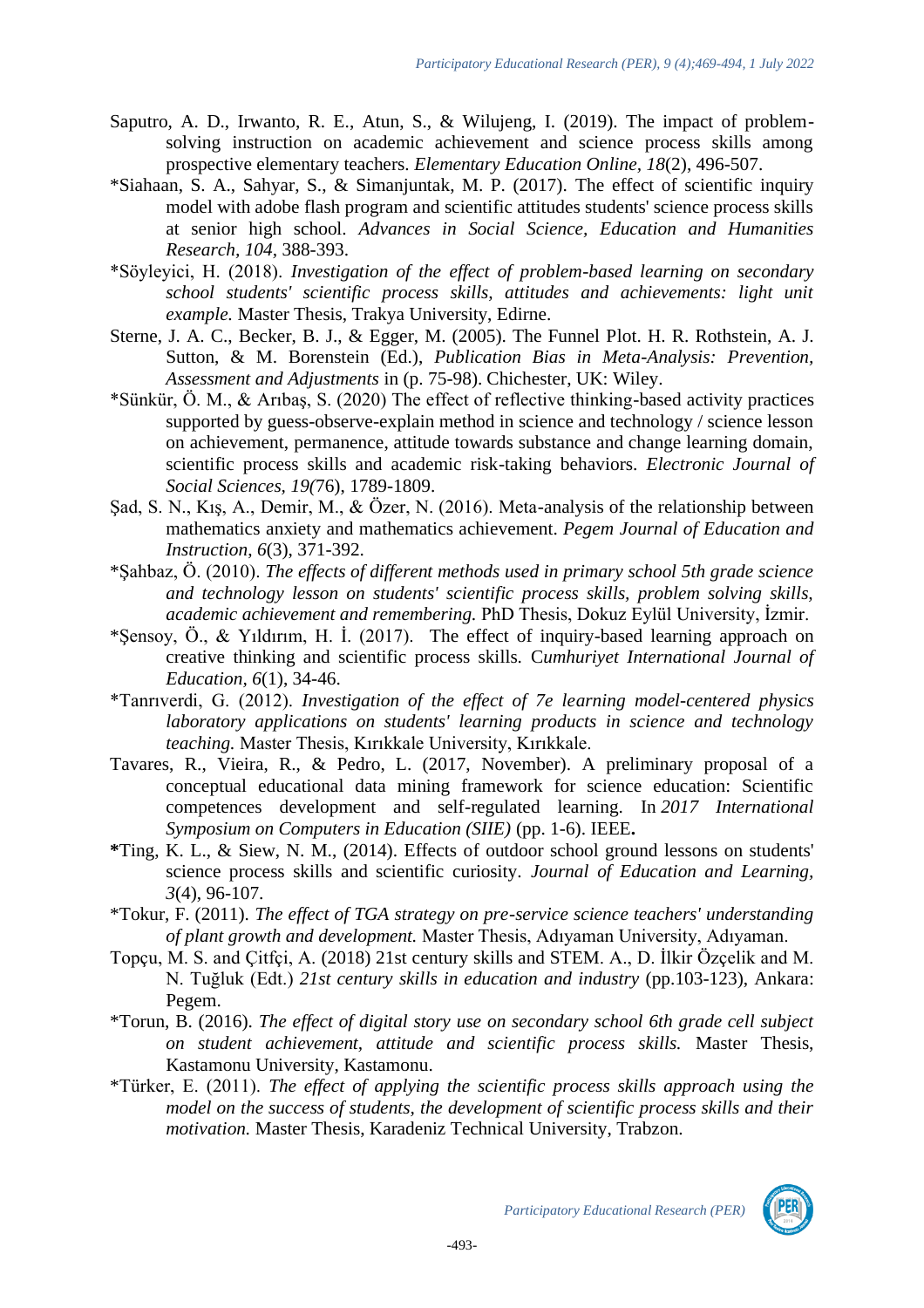Saputro, A. D., Irwanto, R. E., Atun, S., & Wilujeng, I. (2019). The impact of problem-solving instruction on academic achievement and science process skills among prospective elementary teachers. *Elementary Education Online*, *18*(2), 496-507.

*Siahaan, S. A., Sahyar, S., & Simanjuntak, M. P. (2017). The effect of scientific inquiry model with adobe flash program and scientific attitudes students' science process skills at senior high school. *Advances in Social Science, Education and Humanities Research, 104*, 388-393.

*Söyleyici, H. (2018). *Investigation of the effect of problem-based learning on secondary school students' scientific process skills, attitudes and achievements: light unit example.* Master Thesis, Trakya University, Edirne.

Sterne, J. A. C., Becker, B. J., & Egger, M. (2005). The Funnel Plot. H. R. Rothstein, A. J. Sutton, & M. Borenstein (Ed.), *Publication Bias in Meta-Analysis: Prevention, Assessment and Adjustments* in (p. 75-98). Chichester, UK: Wiley.

*Sünkür, Ö. M., & Arıbaş, S. (2020) The effect of reflective thinking-based activity practices supported by guess-observe-explain method in science and technology / science lesson on achievement, permanence, attitude towards substance and change learning domain, scientific process skills and academic risk-taking behaviors. *Electronic Journal of Social Sciences, 19(*76), 1789-1809.

Şad, S. N., Kış, A., Demir, M., & Özer, N. (2016). Meta-analysis of the relationship between mathematics anxiety and mathematics achievement. *Pegem Journal of Education and Instruction*, *6*(3), 371-392.

*Şahbaz, Ö. (2010). *The effects of different methods used in primary school 5th grade science and technology lesson on students' scientific process skills, problem solving skills, academic achievement and remembering.* PhD Thesis, Dokuz Eylül University, İzmir.

*Şensoy, Ö., & Yıldırım, H. İ. (2017). The effect of inquiry-based learning approach on creative thinking and scientific process skills. C*umhuriyet International Journal of Education, 6*(1), 34-46.

*Tanrıverdi, G. (2012). *Investigation of the effect of 7e learning model-centered physics laboratory applications on students' learning products in science and technology teaching.* Master Thesis, Kırıkkale University, Kırıkkale.

Tavares, R., Vieira, R., & Pedro, L. (2017, November). A preliminary proposal of a conceptual educational data mining framework for science education: Scientific competences development and self-regulated learning. In *2017 International Symposium on Computers in Education (SIIE)* (pp. 1-6). IEEE**.**

**\***Ting, K. L., & Siew, N. M., (2014). Effects of outdoor school ground lessons on students' science process skills and scientific curiosity. *Journal of Education and Learning, 3*(4), 96-107.

*Tokur, F. (2011). *The effect of TGA strategy on pre-service science teachers' understanding of plant growth and development.* Master Thesis, Adıyaman University, Adıyaman.

Topçu, M. S. and Çitfçi, A. (2018) 21st century skills and STEM. A., D. İlkir Özçelik and M. N. Tuğluk (Edt.) *21st century skills in education and industry* (pp.103-123), Ankara: Pegem.

*Torun, B. (2016). *The effect of digital story use on secondary school 6th grade cell subject on student achievement, attitude and scientific process skills.* Master Thesis, Kastamonu University, Kastamonu.

*Türker, E. (2011). *The effect of applying the scientific process skills approach using the model on the success of students, the development of scientific process skills and their motivation.* Master Thesis, Karadeniz Technical University, Trabzon.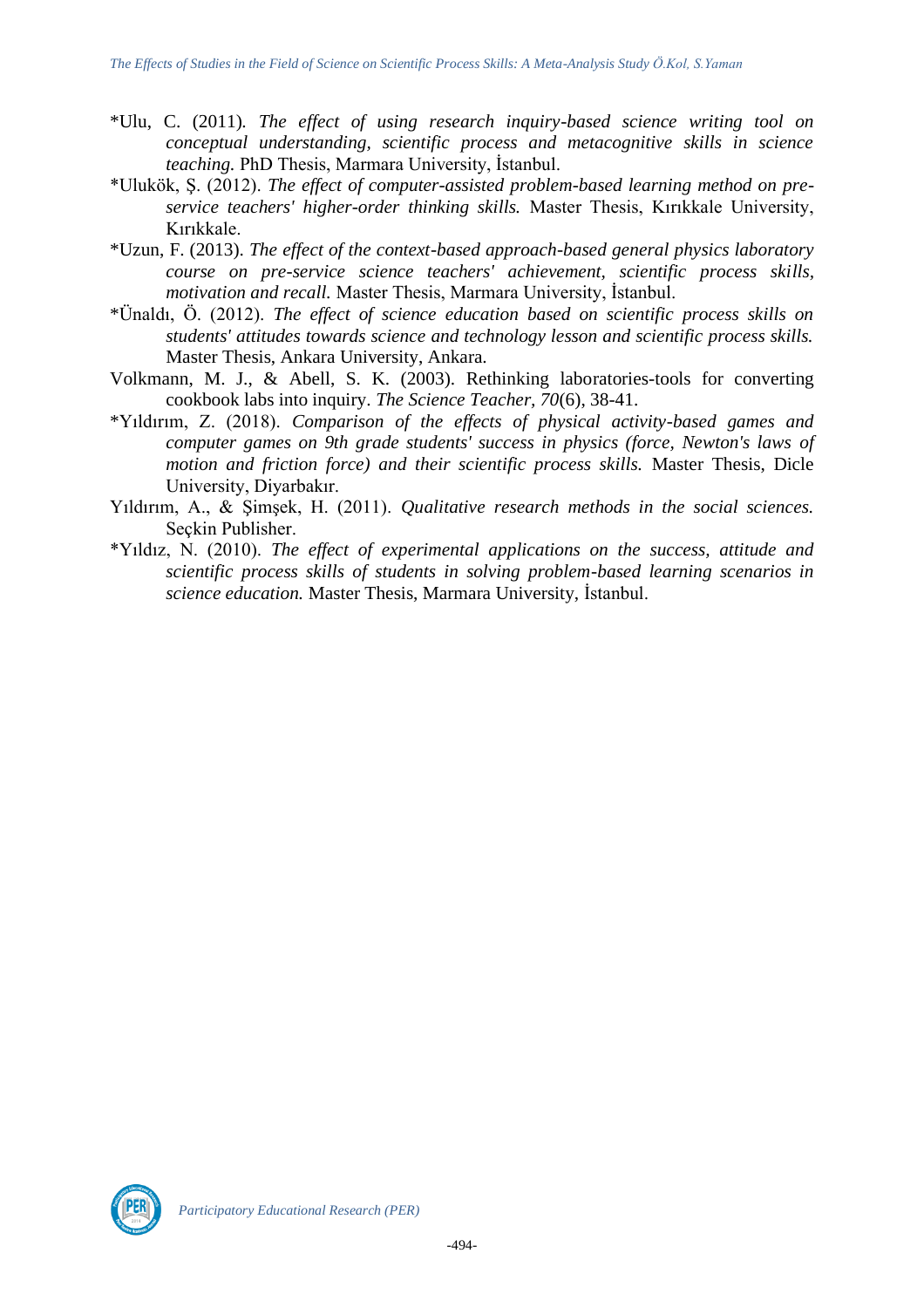*Ulu, C. (2011). *The effect of using research inquiry-based science writing tool on conceptual understanding, scientific process and metacognitive skills in science teaching.* PhD Thesis, Marmara University, İstanbul.

*Ulukök, Ş. (2012). *The effect of computer-assisted problem-based learning method on pre-service teachers' higher-order thinking skills.* Master Thesis, Kırıkkale University, Kırıkkale.

*Uzun, F. (2013). *The effect of the context-based approach-based general physics laboratory course on pre-service science teachers' achievement, scientific process skills, motivation and recall.* Master Thesis, Marmara University, İstanbul.

*Ünaldı, Ö. (2012). *The effect of science education based on scientific process skills on students' attitudes towards science and technology lesson and scientific process skills.* Master Thesis, Ankara University, Ankara.

Volkmann, M. J., & Abell, S. K. (2003). Rethinking laboratories-tools for converting cookbook labs into inquiry. *The Science Teacher, 70*(6), 38-41.

*Yıldırım, Z. (2018). *Comparison of the effects of physical activity-based games and computer games on 9th grade students' success in physics (force, Newton's laws of motion and friction force) and their scientific process skills.* Master Thesis, Dicle University, Diyarbakır.

Yıldırım, A., & Şimşek, H. (2011). *Qualitative research methods in the social sciences.* Seçkin Publisher.

*Yıldız, N. (2010). *The effect of experimental applications on the success, attitude and scientific process skills of students in solving problem-based learning scenarios in science education.* Master Thesis, Marmara University, İstanbul.